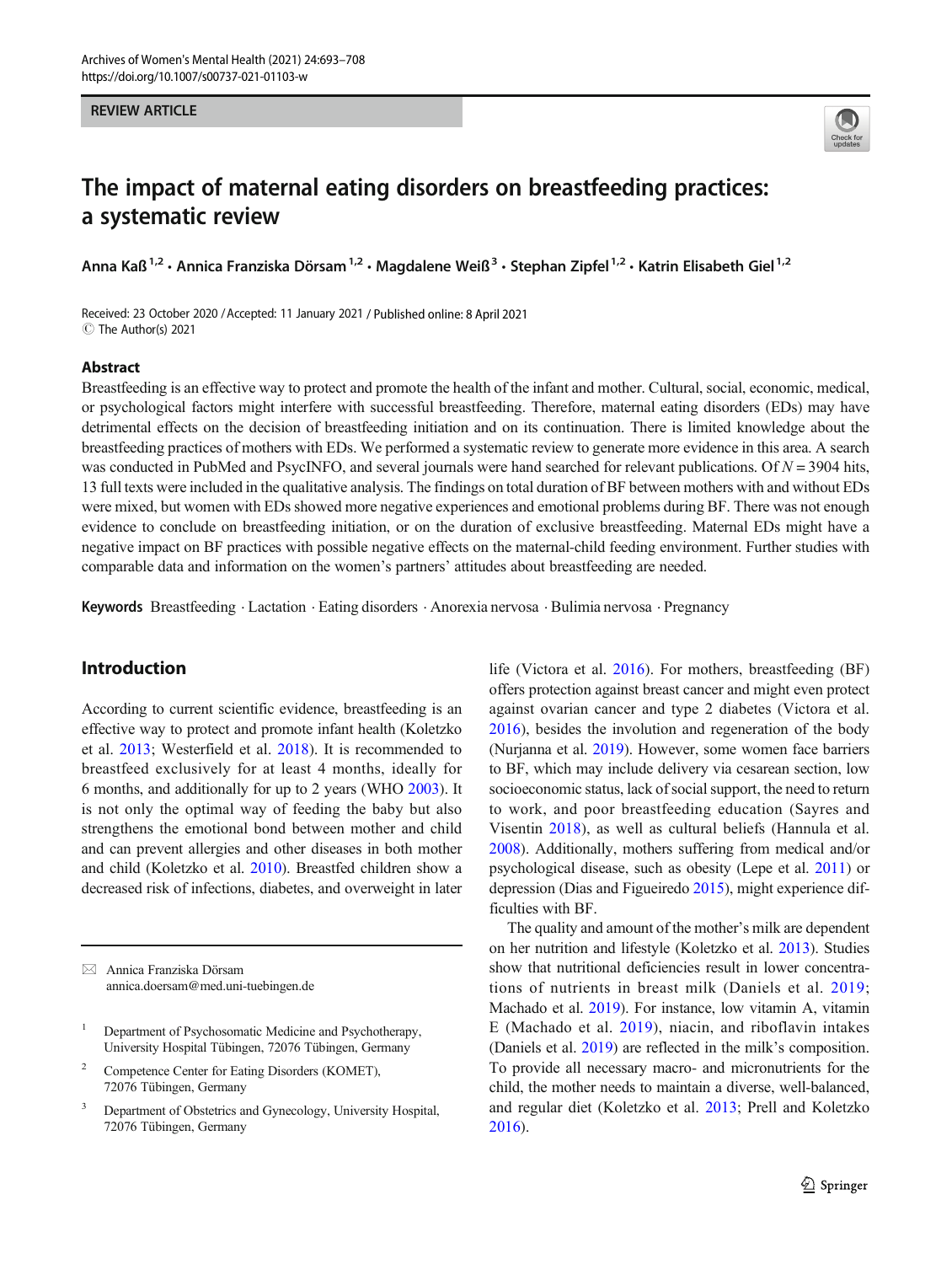REVIEW ARTICLE

# The impact of maternal eating disorders on breastfeeding practices: a systematic review

Anna Kaß[1,2] · Annica Franziska Dörsam[1,2] · Magdalene Weiß[3] · Stephan Zipfel[1,2] · Katrin Elisabeth Giel[1,2]

Received: 23 October 2020 / Accepted: 11 January 2021 / Published online: 8 April 2021
© The Author(s) 2021

## Abstract

Breastfeeding is an effective way to protect and promote the health of the infant and mother. Cultural, social, economic, medical, or psychological factors might interfere with successful breastfeeding. Therefore, maternal eating disorders (EDs) may have detrimental effects on the decision of breastfeeding initiation and on its continuation. There is limited knowledge about the breastfeeding practices of mothers with EDs. We performed a systematic review to generate more evidence in this area. A search was conducted in PubMed and PsycINFO, and several journals were hand searched for relevant publications. Of $N = 3904$ hits, 13 full texts were included in the qualitative analysis. The findings on total duration of BF between mothers with and without EDs were mixed, but women with EDs showed more negative experiences and emotional problems during BF. There was not enough evidence to conclude on breastfeeding initiation, or on the duration of exclusive breastfeeding. Maternal EDs might have a negative impact on BF practices with possible negative effects on the maternal-child feeding environment. Further studies with comparable data and information on the women's partners' attitudes about breastfeeding are needed.

**Keywords** Breastfeeding · Lactation · Eating disorders · Anorexia nervosa · Bulimia nervosa · Pregnancy

## Introduction

According to current scientific evidence, breastfeeding is an effective way to protect and promote infant health (Koletzko et al. 2013; Westerfield et al. 2018). It is recommended to breastfeed exclusively for at least 4 months, ideally for 6 months, and additionally for up to 2 years (WHO 2003). It is not only the optimal way of feeding the baby but also strengthens the emotional bond between mother and child and can prevent allergies and other diseases in both mother and child (Koletzko et al. 2010). Breastfed children show a decreased risk of infections, diabetes, and overweight in later life (Victora et al. 2016). For mothers, breastfeeding (BF) offers protection against breast cancer and might even protect against ovarian cancer and type 2 diabetes (Victora et al. 2016), besides the involution and regeneration of the body (Nurjanna et al. 2019). However, some women face barriers to BF, which may include delivery via cesarean section, low socioeconomic status, lack of social support, the need to return to work, and poor breastfeeding education (Sayres and Visentin 2018), as well as cultural beliefs (Hannula et al. 2008). Additionally, mothers suffering from medical and/or psychological disease, such as obesity (Lepe et al. 2011) or depression (Dias and Figueiredo 2015), might experience difficulties with BF.

The quality and amount of the mother's milk are dependent on her nutrition and lifestyle (Koletzko et al. 2013). Studies show that nutritional deficiencies result in lower concentrations of nutrients in breast milk (Daniels et al. 2019; Machado et al. 2019). For instance, low vitamin A, vitamin E (Machado et al. 2019), niacin, and riboflavin intakes (Daniels et al. 2019) are reflected in the milk's composition. To provide all necessary macro- and micronutrients for the child, the mother needs to maintain a diverse, well-balanced, and regular diet (Koletzko et al. 2013; Prell and Koletzko 2016).

✉ Annica Franziska Dörsam
annica.doersam@med.uni-tuebingen.de

[1] Department of Psychosomatic Medicine and Psychotherapy, University Hospital Tübingen, 72076 Tübingen, Germany

[2] Competence Center for Eating Disorders (KOMET), 72076 Tübingen, Germany

[3] Department of Obstetrics and Gynecology, University Hospital, 72076 Tübingen, Germany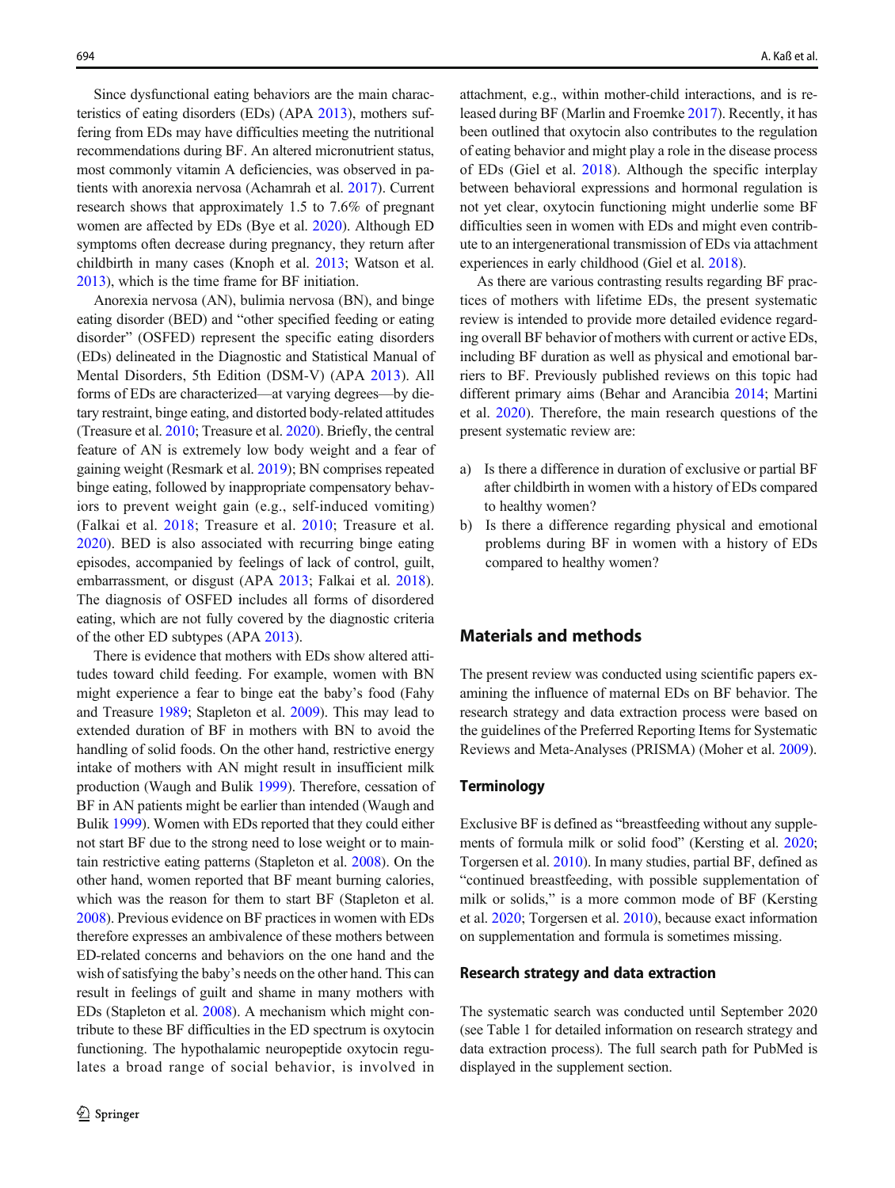Since dysfunctional eating behaviors are the main characteristics of eating disorders (EDs) (APA 2013), mothers suffering from EDs may have difficulties meeting the nutritional recommendations during BF. An altered micronutrient status, most commonly vitamin A deficiencies, was observed in patients with anorexia nervosa (Achamrah et al. 2017). Current research shows that approximately 1.5 to 7.6% of pregnant women are affected by EDs (Bye et al. 2020). Although ED symptoms often decrease during pregnancy, they return after childbirth in many cases (Knoph et al. 2013; Watson et al. 2013), which is the time frame for BF initiation.

Anorexia nervosa (AN), bulimia nervosa (BN), and binge eating disorder (BED) and "other specified feeding or eating disorder" (OSFED) represent the specific eating disorders (EDs) delineated in the Diagnostic and Statistical Manual of Mental Disorders, 5th Edition (DSM-V) (APA 2013). All forms of EDs are characterized—at varying degrees—by dietary restraint, binge eating, and distorted body-related attitudes (Treasure et al. 2010; Treasure et al. 2020). Briefly, the central feature of AN is extremely low body weight and a fear of gaining weight (Resmark et al. 2019); BN comprises repeated binge eating, followed by inappropriate compensatory behaviors to prevent weight gain (e.g., self-induced vomiting) (Falkai et al. 2018; Treasure et al. 2010; Treasure et al. 2020). BED is also associated with recurring binge eating episodes, accompanied by feelings of lack of control, guilt, embarrassment, or disgust (APA 2013; Falkai et al. 2018). The diagnosis of OSFED includes all forms of disordered eating, which are not fully covered by the diagnostic criteria of the other ED subtypes (APA 2013).

There is evidence that mothers with EDs show altered attitudes toward child feeding. For example, women with BN might experience a fear to binge eat the baby's food (Fahy and Treasure 1989; Stapleton et al. 2009). This may lead to extended duration of BF in mothers with BN to avoid the handling of solid foods. On the other hand, restrictive energy intake of mothers with AN might result in insufficient milk production (Waugh and Bulik 1999). Therefore, cessation of BF in AN patients might be earlier than intended (Waugh and Bulik 1999). Women with EDs reported that they could either not start BF due to the strong need to lose weight or to maintain restrictive eating patterns (Stapleton et al. 2008). On the other hand, women reported that BF meant burning calories, which was the reason for them to start BF (Stapleton et al. 2008). Previous evidence on BF practices in women with EDs therefore expresses an ambivalence of these mothers between ED-related concerns and behaviors on the one hand and the wish of satisfying the baby's needs on the other hand. This can result in feelings of guilt and shame in many mothers with EDs (Stapleton et al. 2008). A mechanism which might contribute to these BF difficulties in the ED spectrum is oxytocin functioning. The hypothalamic neuropeptide oxytocin regulates a broad range of social behavior, is involved in attachment, e.g., within mother-child interactions, and is released during BF (Marlin and Froemke 2017). Recently, it has been outlined that oxytocin also contributes to the regulation of eating behavior and might play a role in the disease process of EDs (Giel et al. 2018). Although the specific interplay between behavioral expressions and hormonal regulation is not yet clear, oxytocin functioning might underlie some BF difficulties seen in women with EDs and might even contribute to an intergenerational transmission of EDs via attachment experiences in early childhood (Giel et al. 2018).

As there are various contrasting results regarding BF practices of mothers with lifetime EDs, the present systematic review is intended to provide more detailed evidence regarding overall BF behavior of mothers with current or active EDs, including BF duration as well as physical and emotional barriers to BF. Previously published reviews on this topic had different primary aims (Behar and Arancibia 2014; Martini et al. 2020). Therefore, the main research questions of the present systematic review are:

a) Is there a difference in duration of exclusive or partial BF after childbirth in women with a history of EDs compared to healthy women?
b) Is there a difference regarding physical and emotional problems during BF in women with a history of EDs compared to healthy women?

## Materials and methods

The present review was conducted using scientific papers examining the influence of maternal EDs on BF behavior. The research strategy and data extraction process were based on the guidelines of the Preferred Reporting Items for Systematic Reviews and Meta-Analyses (PRISMA) (Moher et al. 2009).

### Terminology

Exclusive BF is defined as "breastfeeding without any supplements of formula milk or solid food" (Kersting et al. 2020; Torgersen et al. 2010). In many studies, partial BF, defined as "continued breastfeeding, with possible supplementation of milk or solids," is a more common mode of BF (Kersting et al. 2020; Torgersen et al. 2010), because exact information on supplementation and formula is sometimes missing.

### Research strategy and data extraction

The systematic search was conducted until September 2020 (see Table 1 for detailed information on research strategy and data extraction process). The full search path for PubMed is displayed in the supplement section.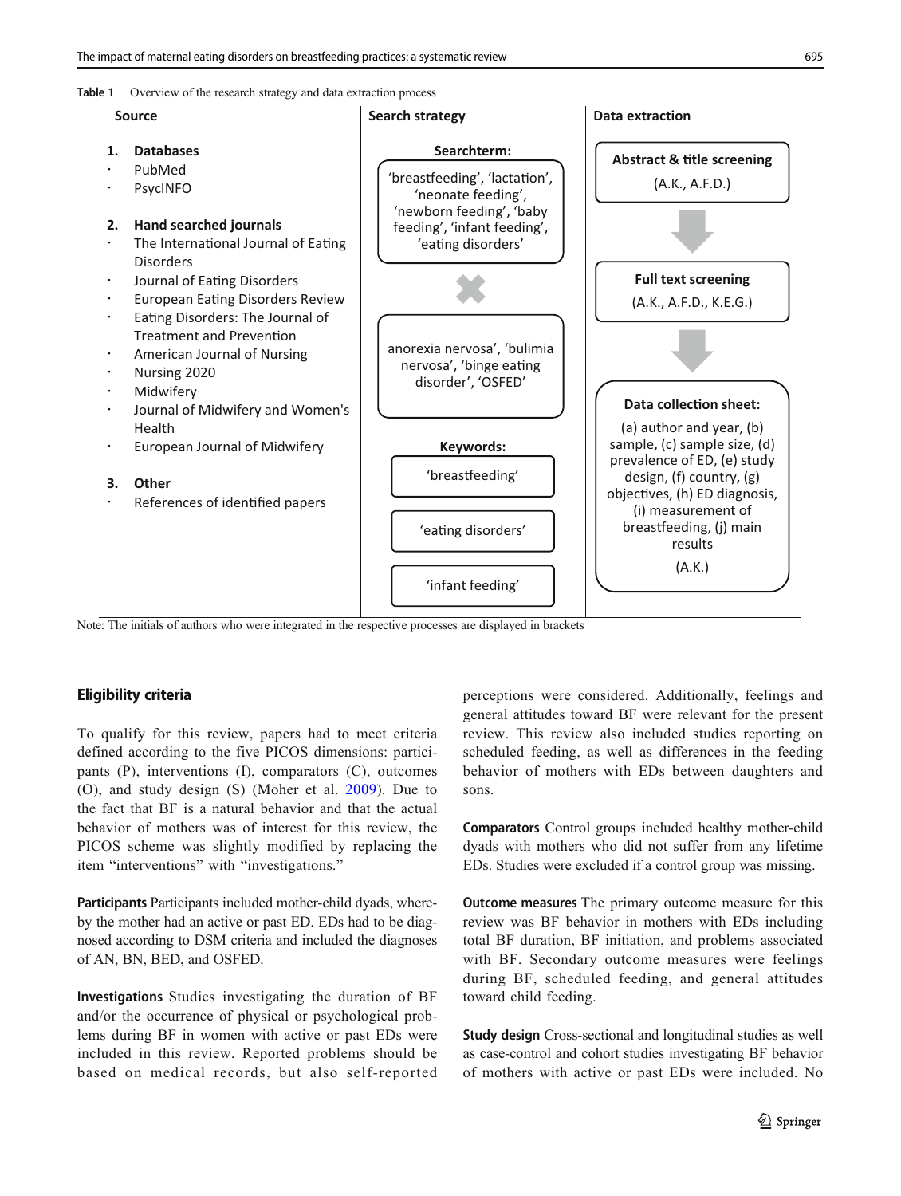**Table 1** Overview of the research strategy and data extraction process

| Source | Search strategy | Data extraction |
|---|---|---|
| **1. Databases**<br>· PubMed<br>· PsycINFO<br><br>**2. Hand searched journals**<br>· The International Journal of Eating Disorders<br>· Journal of Eating Disorders<br>· European Eating Disorders Review<br>· Eating Disorders: The Journal of Treatment and Prevention<br>· American Journal of Nursing<br>· Nursing 2020<br>· Midwifery<br>· Journal of Midwifery and Women's Health<br>· European Journal of Midwifery<br><br>**3. Other**<br>· References of identified papers | **Searchterm:**<br>'breastfeeding', 'lactation', 'neonate feeding', 'newborn feeding', 'baby feeding', 'infant feeding', 'eating disorders'<br>✖<br>anorexia nervosa', 'bulimia nervosa', 'binge eating disorder', 'OSFED'<br><br>**Keywords:**<br>'breastfeeding'<br>'eating disorders'<br>'infant feeding' | **Abstract & title screening** (A.K., A.F.D.)<br>↓<br>**Full text screening** (A.K., A.F.D., K.E.G.)<br>↓<br>**Data collection sheet:** (a) author and year, (b) sample, (c) sample size, (d) prevalence of ED, (e) study design, (f) country, (g) objectives, (h) ED diagnosis, (i) measurement of breastfeeding, (j) main results (A.K.) |

Note: The initials of authors who were integrated in the respective processes are displayed in brackets

## Eligibility criteria

To qualify for this review, papers had to meet criteria defined according to the five PICOS dimensions: participants (P), interventions (I), comparators (C), outcomes (O), and study design (S) (Moher et al. 2009). Due to the fact that BF is a natural behavior and that the actual behavior of mothers was of interest for this review, the PICOS scheme was slightly modified by replacing the item "interventions" with "investigations."

**Participants** Participants included mother-child dyads, whereby the mother had an active or past ED. EDs had to be diagnosed according to DSM criteria and included the diagnoses of AN, BN, BED, and OSFED.

**Investigations** Studies investigating the duration of BF and/or the occurrence of physical or psychological problems during BF in women with active or past EDs were included in this review. Reported problems should be based on medical records, but also self-reported perceptions were considered. Additionally, feelings and general attitudes toward BF were relevant for the present review. This review also included studies reporting on scheduled feeding, as well as differences in the feeding behavior of mothers with EDs between daughters and sons.

**Comparators** Control groups included healthy mother-child dyads with mothers who did not suffer from any lifetime EDs. Studies were excluded if a control group was missing.

**Outcome measures** The primary outcome measure for this review was BF behavior in mothers with EDs including total BF duration, BF initiation, and problems associated with BF. Secondary outcome measures were feelings during BF, scheduled feeding, and general attitudes toward child feeding.

**Study design** Cross-sectional and longitudinal studies as well as case-control and cohort studies investigating BF behavior of mothers with active or past EDs were included. No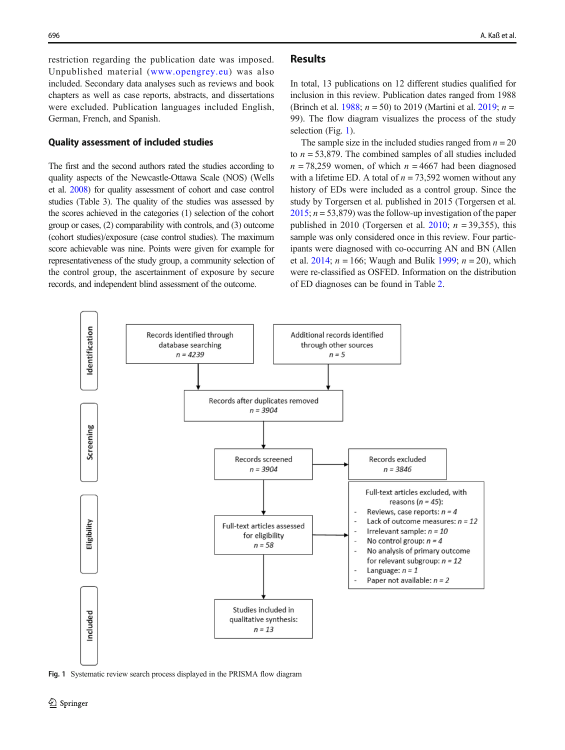restriction regarding the publication date was imposed. Unpublished material (www.opengrey.eu) was also included. Secondary data analyses such as reviews and book chapters as well as case reports, abstracts, and dissertations were excluded. Publication languages included English, German, French, and Spanish.

### Quality assessment of included studies

The first and the second authors rated the studies according to quality aspects of the Newcastle-Ottawa Scale (NOS) (Wells et al. 2008) for quality assessment of cohort and case control studies (Table 3). The quality of the studies was assessed by the scores achieved in the categories (1) selection of the cohort group or cases, (2) comparability with controls, and (3) outcome (cohort studies)/exposure (case control studies). The maximum score achievable was nine. Points were given for example for representativeness of the study group, a community selection of the control group, the ascertainment of exposure by secure records, and independent blind assessment of the outcome.

## Results

In total, 13 publications on 12 different studies qualified for inclusion in this review. Publication dates ranged from 1988 (Brinch et al. 1988; $n = 50$) to 2019 (Martini et al. 2019; $n = 99$). The flow diagram visualizes the process of the study selection (Fig. 1).

The sample size in the included studies ranged from $n = 20$ to $n = 53{,}879$. The combined samples of all studies included $n = 78{,}259$ women, of which $n = 4667$ had been diagnosed with a lifetime ED. A total of $n = 73{,}592$ women without any history of EDs were included as a control group. Since the study by Torgersen et al. published in 2015 (Torgersen et al. 2015; $n = 53{,}879$) was the follow-up investigation of the paper published in 2010 (Torgersen et al. 2010; $n = 39{,}355$), this sample was only considered once in this review. Four participants were diagnosed with co-occurring AN and BN (Allen et al. 2014; $n = 166$; Waugh and Bulik 1999; $n = 20$), which were re-classified as OSFED. Information on the distribution of ED diagnoses can be found in Table 2.

**Identification**

- Records identified through database searching $n = 4239$
- Additional records identified through other sources $n = 5$

Records after duplicates removed $n = 3904$

**Screening**

Records screened $n = 3904$ → Records excluded $n = 3846$

**Eligibility**

Full-text articles assessed for eligibility $n = 58$ → Full-text articles excluded, with reasons ($n = 45$):
- Reviews, case reports: $n = 4$
- Lack of outcome measures: $n = 12$
- Irrelevant sample: $n = 10$
- No control group: $n = 4$
- No analysis of primary outcome for relevant subgroup: $n = 12$
- Language: $n = 1$
- Paper not available: $n = 2$

**Included**

Studies included in qualitative synthesis: $n = 13$

**Fig. 1** Systematic review search process displayed in the PRISMA flow diagram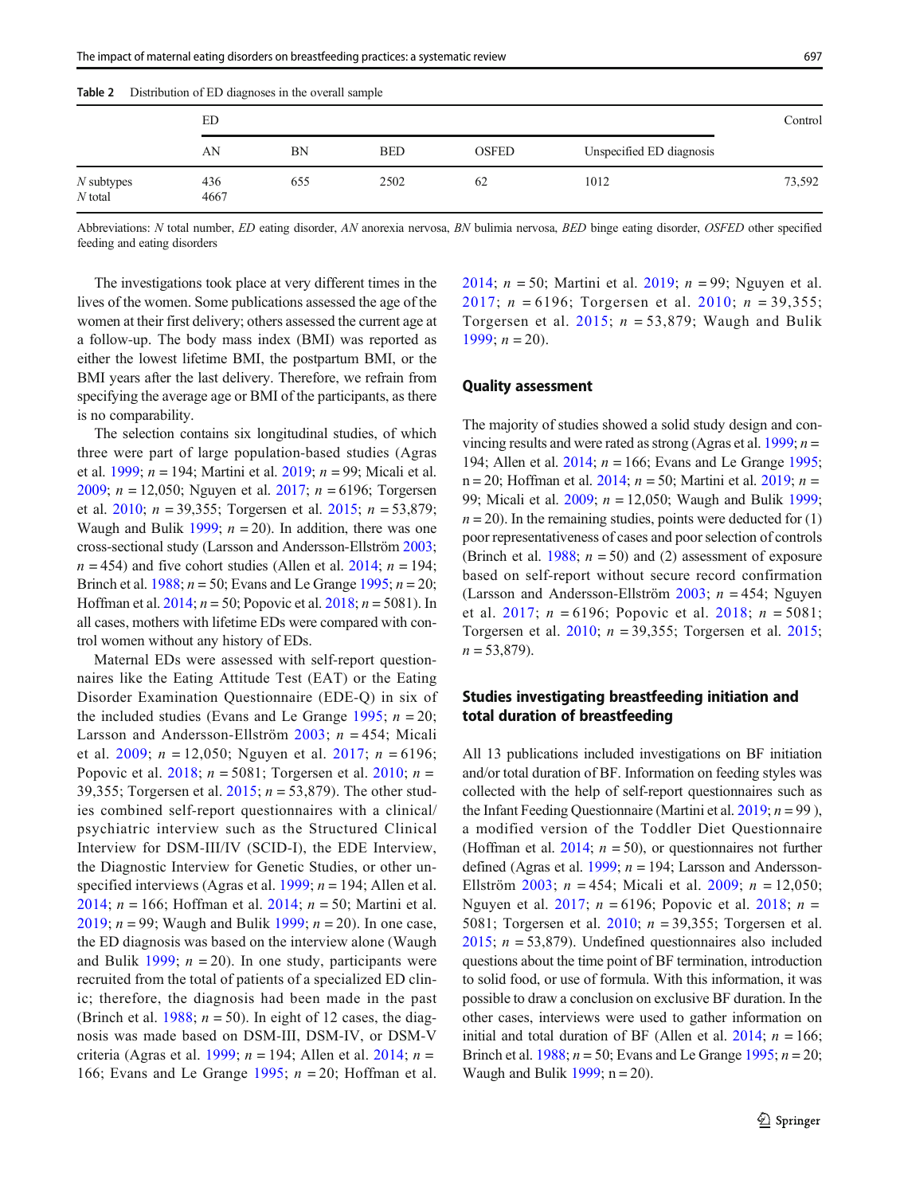**Table 2** Distribution of ED diagnoses in the overall sample

| | ED | | | | | Control |
|---|---|---|---|---|---|---|
| | AN | BN | BED | OSFED | Unspecified ED diagnosis | |
| *N* subtypes | 436 | 655 | 2502 | 62 | 1012 | 73,592 |
| *N* total | 4667 | | | | | |

Abbreviations: *N* total number, *ED* eating disorder, *AN* anorexia nervosa, *BN* bulimia nervosa, *BED* binge eating disorder, *OSFED* other specified feeding and eating disorders

The investigations took place at very different times in the lives of the women. Some publications assessed the age of the women at their first delivery; others assessed the current age at a follow-up. The body mass index (BMI) was reported as either the lowest lifetime BMI, the postpartum BMI, or the BMI years after the last delivery. Therefore, we refrain from specifying the average age or BMI of the participants, as there is no comparability.

The selection contains six longitudinal studies, of which three were part of large population-based studies (Agras et al. 1999; *n* = 194; Martini et al. 2019; *n* = 99; Micali et al. 2009; *n* = 12,050; Nguyen et al. 2017; *n* = 6196; Torgersen et al. 2010; *n* = 39,355; Torgersen et al. 2015; *n* = 53,879; Waugh and Bulik 1999; *n* = 20). In addition, there was one cross-sectional study (Larsson and Andersson-Ellström 2003; *n* = 454) and five cohort studies (Allen et al. 2014; *n* = 194; Brinch et al. 1988; *n* = 50; Evans and Le Grange 1995; *n* = 20; Hoffman et al. 2014; *n* = 50; Popovic et al. 2018; *n* = 5081). In all cases, mothers with lifetime EDs were compared with control women without any history of EDs.

Maternal EDs were assessed with self-report questionnaires like the Eating Attitude Test (EAT) or the Eating Disorder Examination Questionnaire (EDE-Q) in six of the included studies (Evans and Le Grange 1995; *n* = 20; Larsson and Andersson-Ellström 2003; *n* = 454; Micali et al. 2009; *n* = 12,050; Nguyen et al. 2017; *n* = 6196; Popovic et al. 2018; *n* = 5081; Torgersen et al. 2010; *n* = 39,355; Torgersen et al. 2015; *n* = 53,879). The other studies combined self-report questionnaires with a clinical/psychiatric interview such as the Structured Clinical Interview for DSM-III/IV (SCID-I), the EDE Interview, the Diagnostic Interview for Genetic Studies, or other unspecified interviews (Agras et al. 1999; *n* = 194; Allen et al. 2014; *n* = 166; Hoffman et al. 2014; *n* = 50; Martini et al. 2019; *n* = 99; Waugh and Bulik 1999; *n* = 20). In one case, the ED diagnosis was based on the interview alone (Waugh and Bulik 1999; *n* = 20). In one study, participants were recruited from the total of patients of a specialized ED clinic; therefore, the diagnosis had been made in the past (Brinch et al. 1988; *n* = 50). In eight of 12 cases, the diagnosis was made based on DSM-III, DSM-IV, or DSM-V criteria (Agras et al. 1999; *n* = 194; Allen et al. 2014; *n* = 166; Evans and Le Grange 1995; *n* = 20; Hoffman et al. 2014; *n* = 50; Martini et al. 2019; *n* = 99; Nguyen et al. 2017; *n* = 6196; Torgersen et al. 2010; *n* = 39,355; Torgersen et al. 2015; *n* = 53,879; Waugh and Bulik 1999; *n* = 20).

## Quality assessment

The majority of studies showed a solid study design and convincing results and were rated as strong (Agras et al. 1999; *n* = 194; Allen et al. 2014; *n* = 166; Evans and Le Grange 1995; n = 20; Hoffman et al. 2014; *n* = 50; Martini et al. 2019; *n* = 99; Micali et al. 2009; *n* = 12,050; Waugh and Bulik 1999; *n* = 20). In the remaining studies, points were deducted for (1) poor representativeness of cases and poor selection of controls (Brinch et al. 1988; *n* = 50) and (2) assessment of exposure based on self-report without secure record confirmation (Larsson and Andersson-Ellström 2003; *n* = 454; Nguyen et al. 2017; *n* = 6196; Popovic et al. 2018; *n* = 5081; Torgersen et al. 2010; *n* = 39,355; Torgersen et al. 2015; *n* = 53,879).

## Studies investigating breastfeeding initiation and total duration of breastfeeding

All 13 publications included investigations on BF initiation and/or total duration of BF. Information on feeding styles was collected with the help of self-report questionnaires such as the Infant Feeding Questionnaire (Martini et al. 2019; *n* = 99 ), a modified version of the Toddler Diet Questionnaire (Hoffman et al. 2014; *n* = 50), or questionnaires not further defined (Agras et al. 1999; *n* = 194; Larsson and Andersson-Ellström 2003; *n* = 454; Micali et al. 2009; *n* = 12,050; Nguyen et al. 2017; *n* = 6196; Popovic et al. 2018; *n* = 5081; Torgersen et al. 2010; *n* = 39,355; Torgersen et al. 2015; *n* = 53,879). Undefined questionnaires also included questions about the time point of BF termination, introduction to solid food, or use of formula. With this information, it was possible to draw a conclusion on exclusive BF duration. In the other cases, interviews were used to gather information on initial and total duration of BF (Allen et al. 2014; *n* = 166; Brinch et al. 1988; *n* = 50; Evans and Le Grange 1995; *n* = 20; Waugh and Bulik 1999; n = 20).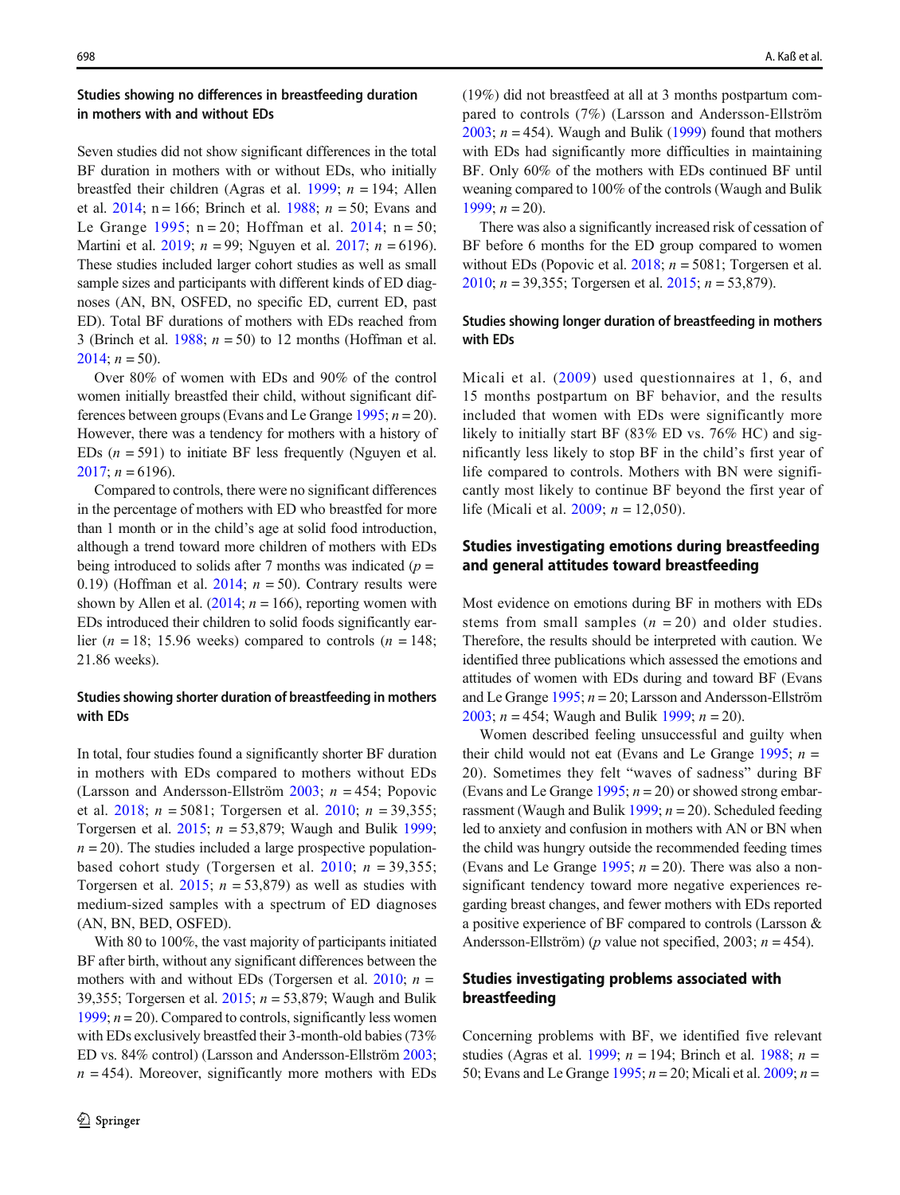### Studies showing no differences in breastfeeding duration in mothers with and without EDs

Seven studies did not show significant differences in the total BF duration in mothers with or without EDs, who initially breastfed their children (Agras et al. 1999; $n = 194$; Allen et al. 2014; $n = 166$; Brinch et al. 1988; $n = 50$; Evans and Le Grange 1995; $n = 20$; Hoffman et al. 2014; $n = 50$; Martini et al. 2019; $n = 99$; Nguyen et al. 2017; $n = 6196$). These studies included larger cohort studies as well as small sample sizes and participants with different kinds of ED diagnoses (AN, BN, OSFED, no specific ED, current ED, past ED). Total BF durations of mothers with EDs reached from 3 (Brinch et al. 1988; $n = 50$) to 12 months (Hoffman et al. 2014; $n = 50$).

Over 80% of women with EDs and 90% of the control women initially breastfed their child, without significant differences between groups (Evans and Le Grange 1995; $n = 20$). However, there was a tendency for mothers with a history of EDs ($n = 591$) to initiate BF less frequently (Nguyen et al. 2017; $n = 6196$).

Compared to controls, there were no significant differences in the percentage of mothers with ED who breastfed for more than 1 month or in the child's age at solid food introduction, although a trend toward more children of mothers with EDs being introduced to solids after 7 months was indicated ($p = 0.19$) (Hoffman et al. 2014; $n = 50$). Contrary results were shown by Allen et al. (2014; $n = 166$), reporting women with EDs introduced their children to solid foods significantly earlier ($n = 18$; 15.96 weeks) compared to controls ($n = 148$; 21.86 weeks).

### Studies showing shorter duration of breastfeeding in mothers with EDs

In total, four studies found a significantly shorter BF duration in mothers with EDs compared to mothers without EDs (Larsson and Andersson-Ellström 2003; $n = 454$; Popovic et al. 2018; $n = 5081$; Torgersen et al. 2010; $n = 39{,}355$; Torgersen et al. 2015; $n = 53{,}879$; Waugh and Bulik 1999; $n = 20$). The studies included a large prospective population-based cohort study (Torgersen et al. 2010; $n = 39{,}355$; Torgersen et al. 2015; $n = 53{,}879$) as well as studies with medium-sized samples with a spectrum of ED diagnoses (AN, BN, BED, OSFED).

With 80 to 100%, the vast majority of participants initiated BF after birth, without any significant differences between the mothers with and without EDs (Torgersen et al. 2010; $n = 39{,}355$; Torgersen et al. 2015; $n = 53{,}879$; Waugh and Bulik 1999; $n = 20$). Compared to controls, significantly less women with EDs exclusively breastfed their 3-month-old babies (73% ED vs. 84% control) (Larsson and Andersson-Ellström 2003; $n = 454$). Moreover, significantly more mothers with EDs (19%) did not breastfeed at all at 3 months postpartum compared to controls (7%) (Larsson and Andersson-Ellström 2003; $n = 454$). Waugh and Bulik (1999) found that mothers with EDs had significantly more difficulties in maintaining BF. Only 60% of the mothers with EDs continued BF until weaning compared to 100% of the controls (Waugh and Bulik 1999; $n = 20$).

There was also a significantly increased risk of cessation of BF before 6 months for the ED group compared to women without EDs (Popovic et al. 2018; $n = 5081$; Torgersen et al. 2010; $n = 39{,}355$; Torgersen et al. 2015; $n = 53{,}879$).

### Studies showing longer duration of breastfeeding in mothers with EDs

Micali et al. (2009) used questionnaires at 1, 6, and 15 months postpartum on BF behavior, and the results included that women with EDs were significantly more likely to initially start BF (83% ED vs. 76% HC) and significantly less likely to stop BF in the child's first year of life compared to controls. Mothers with BN were significantly most likely to continue BF beyond the first year of life (Micali et al. 2009; $n = 12{,}050$).

## Studies investigating emotions during breastfeeding and general attitudes toward breastfeeding

Most evidence on emotions during BF in mothers with EDs stems from small samples ($n = 20$) and older studies. Therefore, the results should be interpreted with caution. We identified three publications which assessed the emotions and attitudes of women with EDs during and toward BF (Evans and Le Grange 1995; $n = 20$; Larsson and Andersson-Ellström 2003; $n = 454$; Waugh and Bulik 1999; $n = 20$).

Women described feeling unsuccessful and guilty when their child would not eat (Evans and Le Grange 1995; $n = 20$). Sometimes they felt "waves of sadness" during BF (Evans and Le Grange 1995; $n = 20$) or showed strong embarrassment (Waugh and Bulik 1999; $n = 20$). Scheduled feeding led to anxiety and confusion in mothers with AN or BN when the child was hungry outside the recommended feeding times (Evans and Le Grange 1995; $n = 20$). There was also a non-significant tendency toward more negative experiences regarding breast changes, and fewer mothers with EDs reported a positive experience of BF compared to controls (Larsson & Andersson-Ellström) ($p$ value not specified, 2003; $n = 454$).

## Studies investigating problems associated with breastfeeding

Concerning problems with BF, we identified five relevant studies (Agras et al. 1999; $n = 194$; Brinch et al. 1988; $n = 50$; Evans and Le Grange 1995; $n = 20$; Micali et al. 2009; $n =$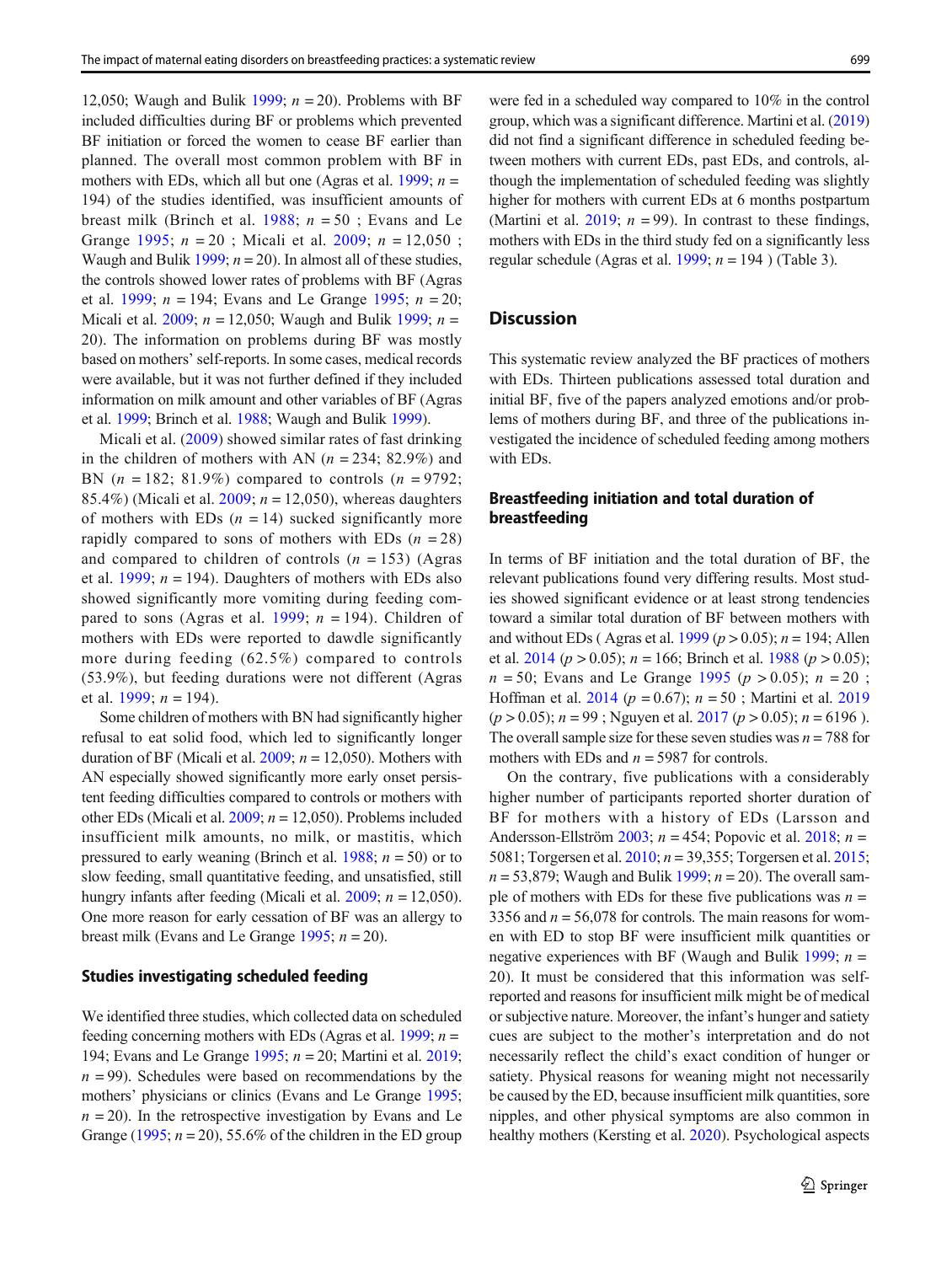12,050; Waugh and Bulik 1999; $n = 20$). Problems with BF included difficulties during BF or problems which prevented BF initiation or forced the women to cease BF earlier than planned. The overall most common problem with BF in mothers with EDs, which all but one (Agras et al. 1999; $n = 194$) of the studies identified, was insufficient amounts of breast milk (Brinch et al. 1988; $n = 50$ ; Evans and Le Grange 1995; $n = 20$ ; Micali et al. 2009; $n = 12{,}050$ ; Waugh and Bulik 1999; $n = 20$). In almost all of these studies, the controls showed lower rates of problems with BF (Agras et al. 1999; $n = 194$; Evans and Le Grange 1995; $n = 20$; Micali et al. 2009; $n = 12{,}050$; Waugh and Bulik 1999; $n = 20$). The information on problems during BF was mostly based on mothers' self-reports. In some cases, medical records were available, but it was not further defined if they included information on milk amount and other variables of BF (Agras et al. 1999; Brinch et al. 1988; Waugh and Bulik 1999).

Micali et al. (2009) showed similar rates of fast drinking in the children of mothers with AN ($n = 234$; 82.9%) and BN ($n = 182$; 81.9%) compared to controls ($n = 9792$; 85.4%) (Micali et al. 2009; $n = 12{,}050$), whereas daughters of mothers with EDs ($n = 14$) sucked significantly more rapidly compared to sons of mothers with EDs ($n = 28$) and compared to children of controls ($n = 153$) (Agras et al. 1999; $n = 194$). Daughters of mothers with EDs also showed significantly more vomiting during feeding compared to sons (Agras et al. 1999; $n = 194$). Children of mothers with EDs were reported to dawdle significantly more during feeding (62.5%) compared to controls (53.9%), but feeding durations were not different (Agras et al. 1999; $n = 194$).

Some children of mothers with BN had significantly higher refusal to eat solid food, which led to significantly longer duration of BF (Micali et al. 2009; $n = 12{,}050$). Mothers with AN especially showed significantly more early onset persistent feeding difficulties compared to controls or mothers with other EDs (Micali et al. 2009; $n = 12{,}050$). Problems included insufficient milk amounts, no milk, or mastitis, which pressured to early weaning (Brinch et al. 1988; $n = 50$) or to slow feeding, small quantitative feeding, and unsatisfied, still hungry infants after feeding (Micali et al. 2009; $n = 12{,}050$). One more reason for early cessation of BF was an allergy to breast milk (Evans and Le Grange 1995; $n = 20$).

### Studies investigating scheduled feeding

We identified three studies, which collected data on scheduled feeding concerning mothers with EDs (Agras et al. 1999; $n = 194$; Evans and Le Grange 1995; $n = 20$; Martini et al. 2019; $n = 99$). Schedules were based on recommendations by the mothers' physicians or clinics (Evans and Le Grange 1995; $n = 20$). In the retrospective investigation by Evans and Le Grange (1995; $n = 20$), 55.6% of the children in the ED group were fed in a scheduled way compared to 10% in the control group, which was a significant difference. Martini et al. (2019) did not find a significant difference in scheduled feeding between mothers with current EDs, past EDs, and controls, although the implementation of scheduled feeding was slightly higher for mothers with current EDs at 6 months postpartum (Martini et al. 2019; $n = 99$). In contrast to these findings, mothers with EDs in the third study fed on a significantly less regular schedule (Agras et al. 1999; $n = 194$ ) (Table 3).

## Discussion

This systematic review analyzed the BF practices of mothers with EDs. Thirteen publications assessed total duration and initial BF, five of the papers analyzed emotions and/or problems of mothers during BF, and three of the publications investigated the incidence of scheduled feeding among mothers with EDs.

### Breastfeeding initiation and total duration of breastfeeding

In terms of BF initiation and the total duration of BF, the relevant publications found very differing results. Most studies showed significant evidence or at least strong tendencies toward a similar total duration of BF between mothers with and without EDs ( Agras et al. 1999 ($p > 0.05$); $n = 194$; Allen et al. 2014 ($p > 0.05$); $n = 166$; Brinch et al. 1988 ($p > 0.05$); $n = 50$; Evans and Le Grange 1995 ($p > 0.05$); $n = 20$ ; Hoffman et al. 2014 ($p = 0.67$); $n = 50$ ; Martini et al. 2019 ($p > 0.05$); $n = 99$ ; Nguyen et al. 2017 ($p > 0.05$); $n = 6196$ ). The overall sample size for these seven studies was $n = 788$ for mothers with EDs and $n = 5987$ for controls.

On the contrary, five publications with a considerably higher number of participants reported shorter duration of BF for mothers with a history of EDs (Larsson and Andersson-Ellström 2003; $n = 454$; Popovic et al. 2018; $n = 5081$; Torgersen et al. 2010; $n = 39{,}355$; Torgersen et al. 2015; $n = 53{,}879$; Waugh and Bulik 1999; $n = 20$). The overall sample of mothers with EDs for these five publications was $n = 3356$ and $n = 56{,}078$ for controls. The main reasons for women with ED to stop BF were insufficient milk quantities or negative experiences with BF (Waugh and Bulik 1999; $n = 20$). It must be considered that this information was self-reported and reasons for insufficient milk might be of medical or subjective nature. Moreover, the infant's hunger and satiety cues are subject to the mother's interpretation and do not necessarily reflect the child's exact condition of hunger or satiety. Physical reasons for weaning might not necessarily be caused by the ED, because insufficient milk quantities, sore nipples, and other physical symptoms are also common in healthy mothers (Kersting et al. 2020). Psychological aspects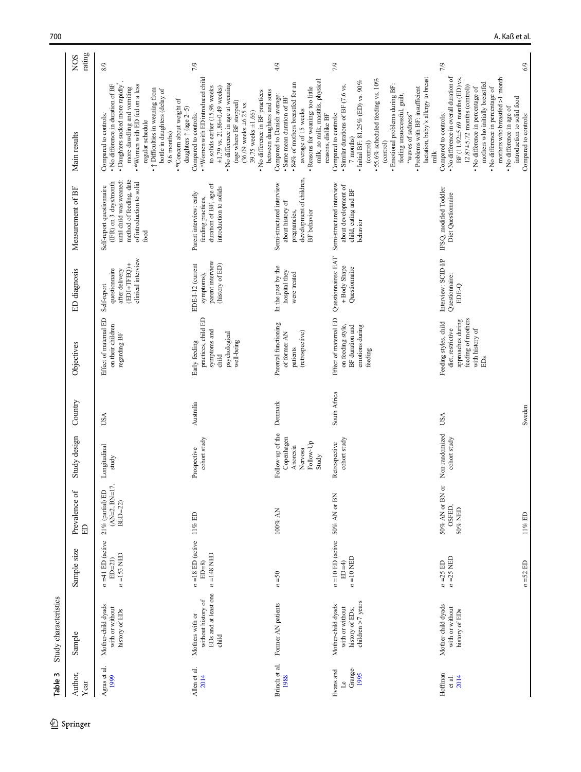**Table 3** Study characteristics

| Author, Year | Sample | Sample size | Prevalence of ED | Study design | Country | Objectives | ED diagnosis | Measurement of BF | Main results | NOS rating |
|---|---|---|---|---|---|---|---|---|---|---|
| Agras et al. 1999 | Mother-child dyads with or without history of EDs | n =41 ED (active ED=21) n =153 NED | 21% (partial) ED (AN=2, BN=17, BED=22) | Longitudinal study | USA | Effect of maternal ED on their children regarding BF | Self-report questionnaire after delivery (EDI+TFEQ)+ clinical interview | Self-report questionnaire (IFR) on 3 days/month until child was weaned: method of feeding, date of introduction to solid food | Compared to controls: • No difference in duration of BF • Daughters sucked more rapidly*, more dawdling and vomiting • *Women with ED fed on a less regular schedule • ↑ Difficulties in weaning from bottle in daughters (delay of 9.6 months) • *Concern about weight of daughters ↑ (age 2–5) | 8/9 |
| Allen et al. 2014 | Mothers with or without history of EDs and at least one child | n =18 ED (active ED=8) n =148 NED | 11% ED | Prospective cohort study | Australia | Early feeding practices, child ED symptoms and child psychological well-being | EDE-I-12 (current symptoms), parent interview (history of ED) | Parent interview: early feeding practices, duration of BF, age of introduction to solids | Compared to controls: • *Women with ED introduced child to solids earlier (15.96 weeks ±1.79 vs. 21.86±0.49 weeks) • No difference in age at weaning (age where BF stopped) (36.09 weeks ±6.25 vs. 39.75 weeks ±1.66) • No difference in BF practices between daughters and sons | 7/9 |
| Brinch et al. 1988 | Former AN patients | n =50 | 100% AN | Follow-up of the Copenhagen Anorexia Nervosa Follow-Up Study | Denmark | Parental functioning of former AN patients (retrospective) | In the past by the hospital they were treated | Semi-structured interview about history of pregnancies, development of children, BF behavior | Compared to Danish average: • Same mean duration of BF • 84% of mothers breastfed for an average of 15 weeks • Reasons for weaning: too little milk, no milk, mastitis, physical reasons, dislike BF | 4/9 |
| Evans and Le Grange 1995 | Mother-child dyads with or without history of EDs, children >7 years | n =10 ED (active ED=4) n =10 NED | 50% AN or BN | Retrospective cohort study | South Africa | Effect of maternal ED on feeding style, BF duration and emotions during feeding | Questionnaires: EAT + Body Shape Questionnaire | Semi-structured interview about development of child, eating and BF behavior | Compared to controls: • Similar durations of BF (7.6 vs. 7 months) • Initial BF: 81.25% (ED) vs. 90% (control) • 55.6% scheduled feeding vs. 10% (control) • Emotional problems during BF: feeling unsuccessful, guilt, "waves of sadness" • Problems with BF: insufficient lactation, baby's allergy to breast milk | 7/9 |
| Hoffman et al. 2014 | Mother-child dyads with or without history of EDs | n =25 ED n =25 NED | 50% AN or BN or OSFED, 50% NED | Non-randomized cohort study | USA | Feeding styles, child diet, restrictive approaches during feeding of mothers with history of EDs | Interview: SCID-I/P Questionnaire: EDE-Q | IFSQ, modified Toddler Diet Questionnaire | Compared to controls: • No difference in overall duration of BF (11.92±5.69 months (ED) vs. 12.87±5.72 months (control)) • No difference in percentage of mothers who initially breastfed • No difference in percentage of mothers who breastfed >1 month • No difference in age of introduction to solid food | 7/9 |
| | | n =52 ED | 11% ED | | Sweden | | | | Compared to controls: | 6/9 |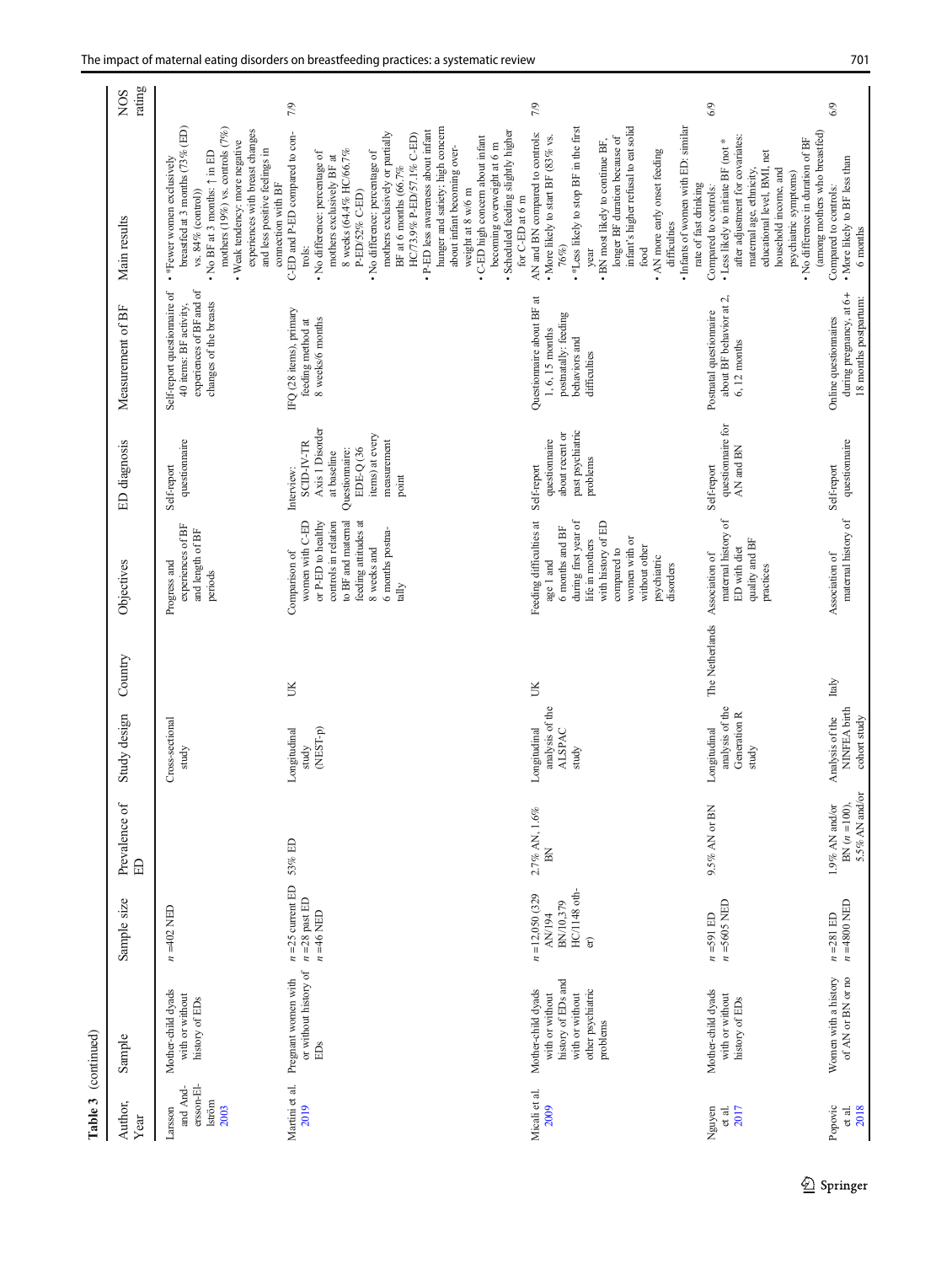**Table 3** (continued)

| Author, Year | Sample | Sample size | Prevalence of ED | Study design | Country | Objectives | ED diagnosis | Measurement of BF | Main results | NOS rating |
|---|---|---|---|---|---|---|---|---|---|---|
| Larsson and Andersson-Ellström 2003 | Mother-child dyads with or without history of EDs | n = 402 NED | | Cross-sectional study | | Progress and experiences of BF and length of BF periods | Self-report questionnaire | Self-report questionnaire of 40 items: BF activity, experiences of BF and of changes of the breasts | • *Fewer women exclusively breastfed at 3 months (73% (ED) vs. 84% (control))<br>• No BF at 3 months: ↑ in ED mothers (19%) vs. controls (7%)<br>• Weak tendency: more negative experiences with breast changes and less positive feelings in connection with BF | |
| Martini et al. 2019 | Pregnant women with or without history of EDs | n = 25 current ED<br>n = 28 past ED<br>n = 46 NED | 53% ED | Longitudinal study (NEST-p) | UK | Comparison of women with C-ED or P-ED to healthy controls in relation to BF and maternal feeding attitudes at 8 weeks and 6 months postnatally | Interview: SCID-IV-TR Axis 1 Disorder at baseline<br>Questionnaire: EDE-Q (36 items) at every measurement point | IFQ (28 items), primary feeding method at 8 weeks/6 months | C-ED and P-ED compared to controls:<br>• No difference: percentage of mothers exclusively BF at 8 weeks (64.4% HC/66.7% P-ED/52% C-ED)<br>• No difference: percentage of mothers exclusively or partially BF at 6 months (66.7% HC/73.9% P-ED/57.1% C-ED)<br>• P-ED less awareness about infant hunger and satiety; high concern about infant becoming overweight at 8 w/6 m<br>• C-ED high concern about infant becoming overweight at 6 m<br>• Scheduled feeding slightly higher for C-ED at 6 m | 7/9 |
| Micali et al. 2009 | Mother-child dyads with or without history of EDs and with or without other psychiatric problems | n = 12,050 (329 AN/194 BN/10,379 HC/1148 other) | 2.7% AN, 1.6% BN | Longitudinal analysis of the ALSPAC study | UK | Feeding difficulties at age 1 and 6 months and BF during first year of life in mothers with history of ED compared to women with or without other psychiatric disorders | Self-report questionnaire about recent or past psychiatric problems | Questionnaire about BF at 1, 6, 15 months postnatally: feeding behaviors and difficulties | AN and BN compared to controls:<br>• More likely to start BF (83% vs. 76%)<br>• *Less likely to stop BF in the first year<br>• BN most likely to continue BF, longer BF duration because of infant's higher refusal to eat solid food<br>• AN more early onset feeding difficulties<br>• Infants of women with ED: similar rate of fast drinking | 7/9 |
| Nguyen et al. 2017 | Mother-child dyads with or without history of EDs | n = 591 ED<br>n = 5605 NED | 9.5% AN or BN | Longitudinal analysis of the Generation R study | The Netherlands | Association of maternal history of ED with diet quality and BF practices | Self-report questionnaire for AN and BN | Postnatal questionnaire about BF behavior at 2, 6, 12 months | Compared to controls:<br>• Less likely to initiate BF (not * after adjustment for covariates: maternal age, ethnicity, educational level, BMI, net household income, and psychiatric symptoms)<br>• No difference in duration of BF (among mothers who breastfed) | 6/9 |
| Popovic et al. 2018 | Women with a history of AN or BN or no | n = 281 ED<br>n = 4800 NED | 1.9% AN and/or BN (n = 100), 5.5% AN and/or | Analysis of the NINFEA birth cohort study | Italy | Association of maternal history of | Self-report questionnaire | Online questionnaires during pregnancy, at 6 + 18 months postpartum: | Compared to controls:<br>• More likely to BF less than 6 months | 6/9 |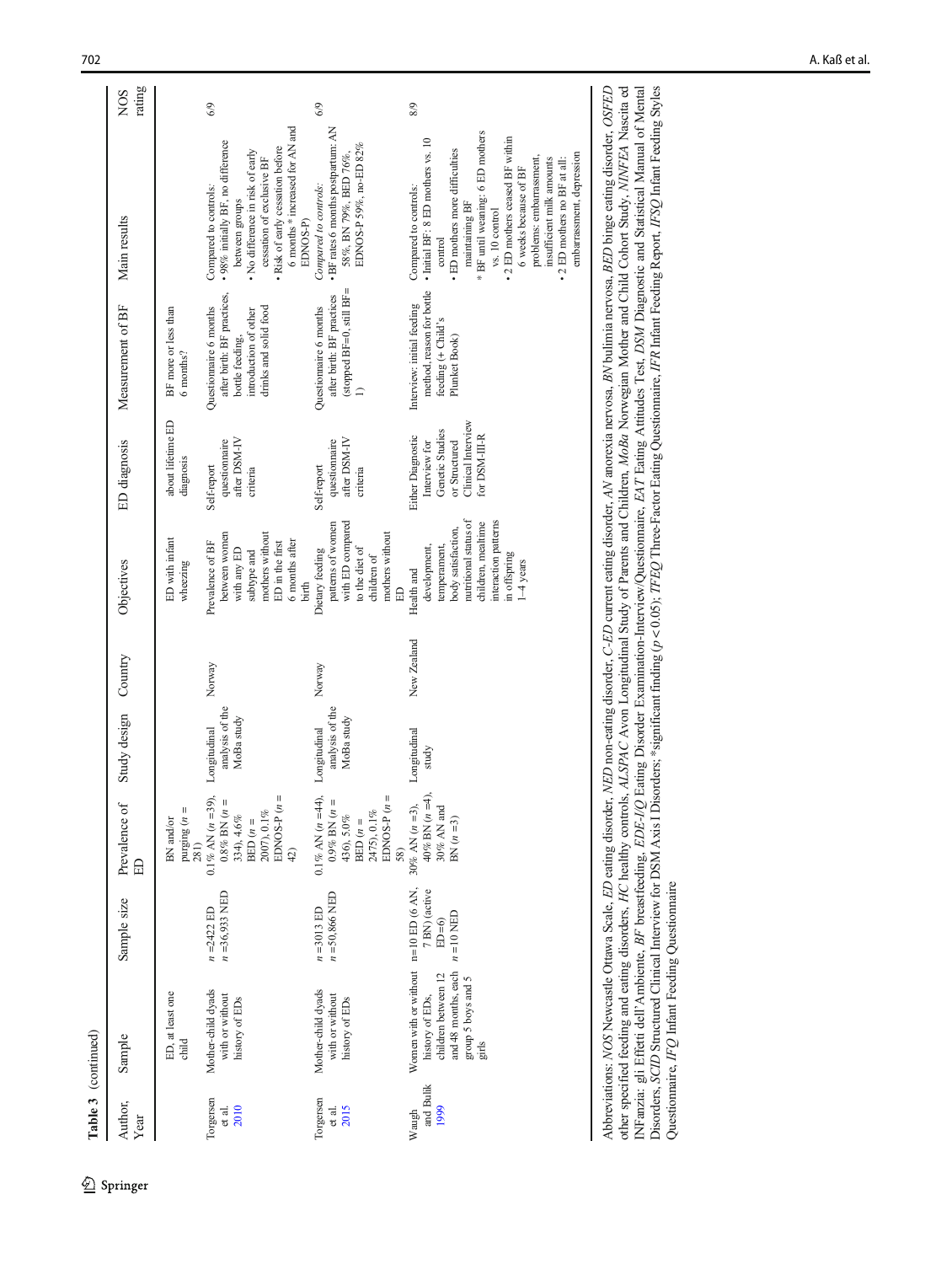**Table 3** (continued)

| Author, Year | Sample | Sample size | Prevalence of ED | Study design | Country | Objectives | ED diagnosis | Measurement of BF | Main results | NOS rating |
|---|---|---|---|---|---|---|---|---|---|---|
| | ED, at least one child | | BN and/or purging (n = 281) | | | ED with infant wheezing | about lifetime ED diagnosis | BF more or less than 6 months? | | |
| Torgersen et al. 2010 | Mother-child dyads with or without history of EDs | n =2422 ED<br>n =36,933 NED | 0.1% AN (n =39), 0.8% BN (n = 334), 4.6% BED (n = 2007), 0.1% EDNOS-P (n = 42) | Longitudinal analysis of the MoBa study | Norway | Prevalence of BF between women with any ED subtype and mothers without ED in the first 6 months after birth | Self-report questionnaire after DSM-IV criteria | Questionnaire 6 months after birth: BF practices, bottle feeding, introduction of other drinks and solid food | Compared to controls:<br>• 98% initially BF, no difference between groups<br>• No difference in risk of early cessation of exclusive BF<br>• Risk of early cessation before 6 months * increased for AN and EDNOS-P) | 6/9 |
| Torgersen et al. 2015 | Mother-child dyads with or without history of EDs | n =3013 ED<br>n =50,866 NED | 0.1% AN (n =44), 0.9% BN (n = 436), 5.0% BED (n = 2475), 0.1% EDNOS-P (n = 58) | Longitudinal analysis of the MoBa study | Norway | Dietary feeding patterns of women with ED compared to the diet of children of mothers without ED | Self-report questionnaire after DSM-IV criteria | Questionnaire 6 months after birth: BF practices (stopped BF=0, still BF = 1) | *Compared to controls:*<br>• BF rates 6 months postpartum: AN 58%, BN 79%, BED 76%, EDNOS-P 59%, no-ED 82% | 6/9 |
| Waugh and Bulik 1999 | Women with or without history of EDs, children between 12 and 48 months, each group 5 boys and 5 girls | n=10 ED (6 AN, 7 BN) (active ED=6)<br>n =10 NED | 30% AN (n =3), 40% BN (n =4), 30% AN and BN (n =3) | Longitudinal study | New Zealand | Health and development, temperament, body satisfaction, nutritional status of children, mealtime interaction patterns in offspring 1–4 years | Either Diagnostic Interview for Genetic Studies or Structured Clinical Interview for DSM-III-R | Interview: initial feeding method, reason for bottle feeding (+ Child's Plunket Book) | Compared to controls:<br>• Initial BF: 8 ED mothers vs. 10 control<br>• ED mothers more difficulties maintaining BF<br>* BF until weaning: 6 ED mothers vs. 10 control<br>• 2 ED mothers ceased BF within 6 weeks because of BF problems: embarrassment, insufficient milk amounts<br>• 2 ED mothers no BF at all: embarrassment, depression | 8/9 |

Abbreviations: *NOS* Newcastle Ottawa Scale, *ED* eating disorder, *NED* non-eating disorder, *C-ED* current eating disorder, *AN* anorexia nervosa, *BN* bulimia nervosa, *BED* binge eating disorder, *OSFED* other specified feeding and eating disorders, *HC* healthy controls, *ALSPAC* Avon Longitudinal Study of Parents and Children, *MoBa* Norwegian Mother and Child Cohort Study, *NINFEA* Nascita ed INFanzia: gli Effetti dell'Ambiente, *BF* breastfeeding, *EDE-I/Q* Eating Disorder Examination-Interview/Questionnaire, *EAT* Eating Attitudes Test, *DSM* Diagnostic and Statistical Manual of Mental Disorders, *SCID* Structured Clinical Interview for DSM Axis I Disorders; *significant finding ($p < 0.05$); *TFEQ* Three-Factor Eating Questionnaire, *IFR* Infant Feeding Report, *IFSQ* Infant Feeding Styles Questionnaire, *IFQ* Infant Feeding Questionnaire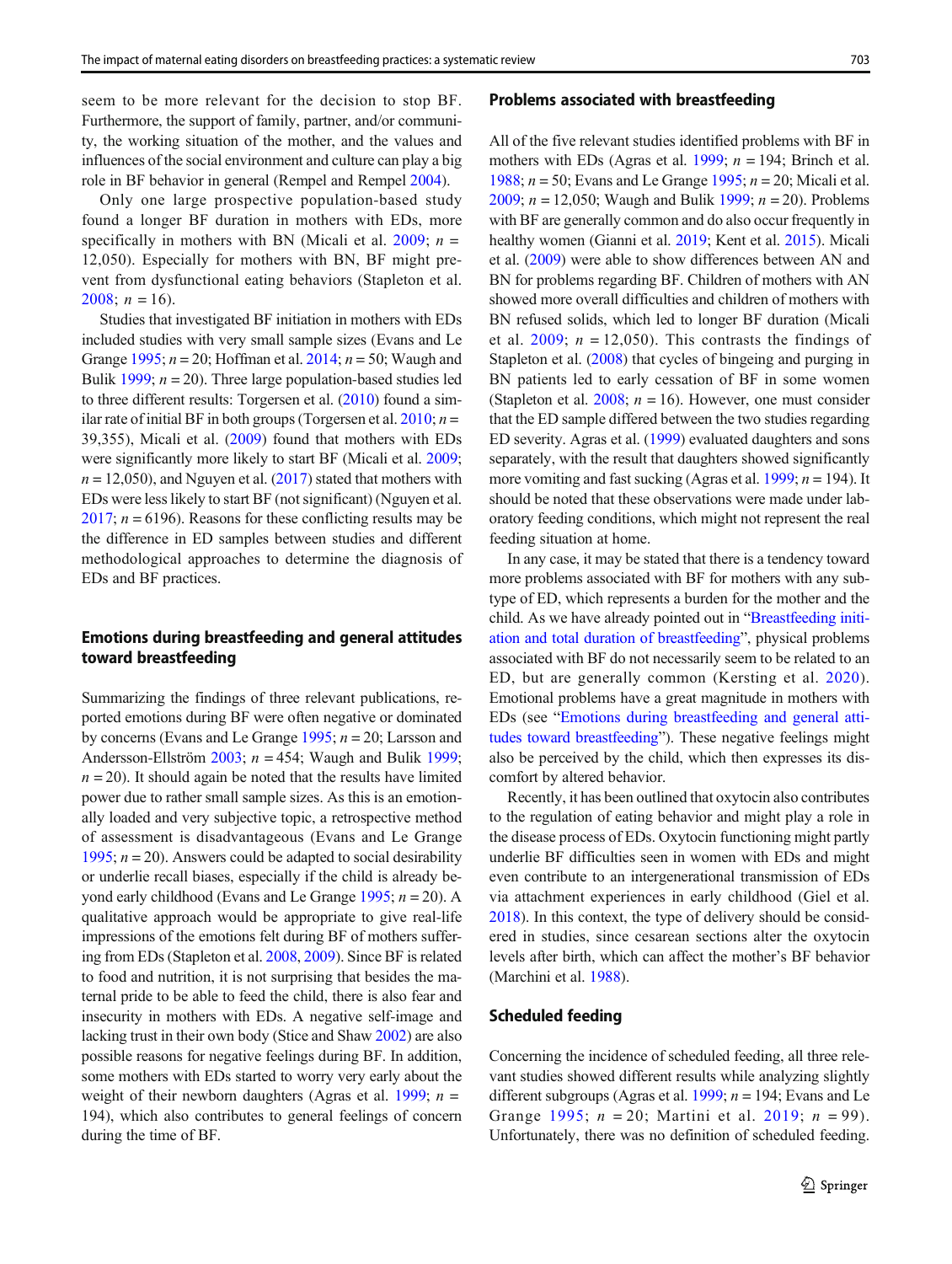seem to be more relevant for the decision to stop BF. Furthermore, the support of family, partner, and/or community, the working situation of the mother, and the values and influences of the social environment and culture can play a big role in BF behavior in general (Rempel and Rempel 2004).

Only one large prospective population-based study found a longer BF duration in mothers with EDs, more specifically in mothers with BN (Micali et al. 2009; $n$ = 12,050). Especially for mothers with BN, BF might prevent from dysfunctional eating behaviors (Stapleton et al. 2008; $n$ = 16).

Studies that investigated BF initiation in mothers with EDs included studies with very small sample sizes (Evans and Le Grange 1995; $n$ = 20; Hoffman et al. 2014; $n$ = 50; Waugh and Bulik 1999; $n$ = 20). Three large population-based studies led to three different results: Torgersen et al. (2010) found a similar rate of initial BF in both groups (Torgersen et al. 2010; $n$ = 39,355), Micali et al. (2009) found that mothers with EDs were significantly more likely to start BF (Micali et al. 2009; $n$ = 12,050), and Nguyen et al. (2017) stated that mothers with EDs were less likely to start BF (not significant) (Nguyen et al. 2017; $n$ = 6196). Reasons for these conflicting results may be the difference in ED samples between studies and different methodological approaches to determine the diagnosis of EDs and BF practices.

## Emotions during breastfeeding and general attitudes toward breastfeeding

Summarizing the findings of three relevant publications, reported emotions during BF were often negative or dominated by concerns (Evans and Le Grange 1995; $n$ = 20; Larsson and Andersson-Ellström 2003; $n$ = 454; Waugh and Bulik 1999; $n$ = 20). It should again be noted that the results have limited power due to rather small sample sizes. As this is an emotionally loaded and very subjective topic, a retrospective method of assessment is disadvantageous (Evans and Le Grange 1995; $n$ = 20). Answers could be adapted to social desirability or underlie recall biases, especially if the child is already beyond early childhood (Evans and Le Grange 1995; $n$ = 20). A qualitative approach would be appropriate to give real-life impressions of the emotions felt during BF of mothers suffering from EDs (Stapleton et al. 2008, 2009). Since BF is related to food and nutrition, it is not surprising that besides the maternal pride to be able to feed the child, there is also fear and insecurity in mothers with EDs. A negative self-image and lacking trust in their own body (Stice and Shaw 2002) are also possible reasons for negative feelings during BF. In addition, some mothers with EDs started to worry very early about the weight of their newborn daughters (Agras et al. 1999; $n$ = 194), which also contributes to general feelings of concern during the time of BF.

## Problems associated with breastfeeding

All of the five relevant studies identified problems with BF in mothers with EDs (Agras et al. 1999; $n$ = 194; Brinch et al. 1988; $n$ = 50; Evans and Le Grange 1995; $n$ = 20; Micali et al. 2009; $n$ = 12,050; Waugh and Bulik 1999; $n$ = 20). Problems with BF are generally common and do also occur frequently in healthy women (Gianni et al. 2019; Kent et al. 2015). Micali et al. (2009) were able to show differences between AN and BN for problems regarding BF. Children of mothers with AN showed more overall difficulties and children of mothers with BN refused solids, which led to longer BF duration (Micali et al. 2009; $n$ = 12,050). This contrasts the findings of Stapleton et al. (2008) that cycles of bingeing and purging in BN patients led to early cessation of BF in some women (Stapleton et al. 2008; $n$ = 16). However, one must consider that the ED sample differed between the two studies regarding ED severity. Agras et al. (1999) evaluated daughters and sons separately, with the result that daughters showed significantly more vomiting and fast sucking (Agras et al. 1999; $n$ = 194). It should be noted that these observations were made under laboratory feeding conditions, which might not represent the real feeding situation at home.

In any case, it may be stated that there is a tendency toward more problems associated with BF for mothers with any subtype of ED, which represents a burden for the mother and the child. As we have already pointed out in "Breastfeeding initiation and total duration of breastfeeding", physical problems associated with BF do not necessarily seem to be related to an ED, but are generally common (Kersting et al. 2020). Emotional problems have a great magnitude in mothers with EDs (see "Emotions during breastfeeding and general attitudes toward breastfeeding"). These negative feelings might also be perceived by the child, which then expresses its discomfort by altered behavior.

Recently, it has been outlined that oxytocin also contributes to the regulation of eating behavior and might play a role in the disease process of EDs. Oxytocin functioning might partly underlie BF difficulties seen in women with EDs and might even contribute to an intergenerational transmission of EDs via attachment experiences in early childhood (Giel et al. 2018). In this context, the type of delivery should be considered in studies, since cesarean sections alter the oxytocin levels after birth, which can affect the mother's BF behavior (Marchini et al. 1988).

## Scheduled feeding

Concerning the incidence of scheduled feeding, all three relevant studies showed different results while analyzing slightly different subgroups (Agras et al. 1999; $n$ = 194; Evans and Le Grange 1995; $n$ = 20; Martini et al. 2019; $n$ = 99). Unfortunately, there was no definition of scheduled feeding.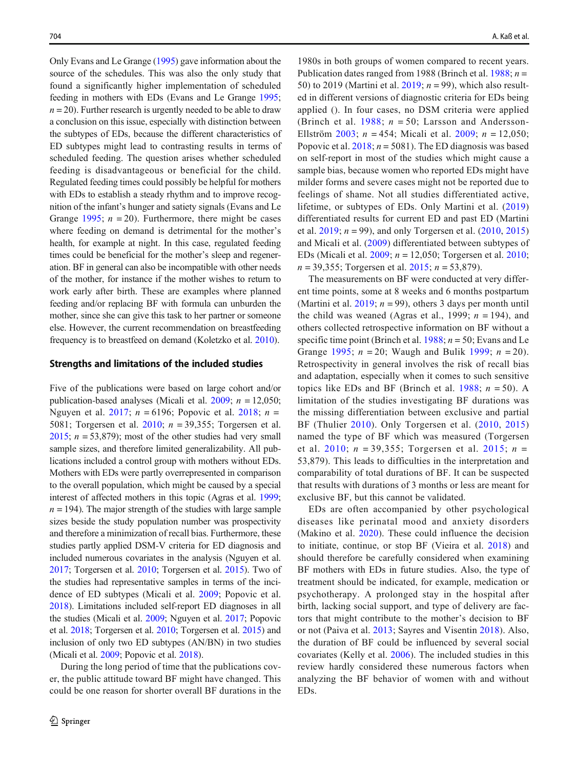Only Evans and Le Grange (1995) gave information about the source of the schedules. This was also the only study that found a significantly higher implementation of scheduled feeding in mothers with EDs (Evans and Le Grange 1995; $n = 20$). Further research is urgently needed to be able to draw a conclusion on this issue, especially with distinction between the subtypes of EDs, because the different characteristics of ED subtypes might lead to contrasting results in terms of scheduled feeding. The question arises whether scheduled feeding is disadvantageous or beneficial for the child. Regulated feeding times could possibly be helpful for mothers with EDs to establish a steady rhythm and to improve recognition of the infant's hunger and satiety signals (Evans and Le Grange 1995; $n = 20$). Furthermore, there might be cases where feeding on demand is detrimental for the mother's health, for example at night. In this case, regulated feeding times could be beneficial for the mother's sleep and regeneration. BF in general can also be incompatible with other needs of the mother, for instance if the mother wishes to return to work early after birth. These are examples where planned feeding and/or replacing BF with formula can unburden the mother, since she can give this task to her partner or someone else. However, the current recommendation on breastfeeding frequency is to breastfeed on demand (Koletzko et al. 2010).

### Strengths and limitations of the included studies

Five of the publications were based on large cohort and/or publication-based analyses (Micali et al. 2009; $n = 12{,}050$; Nguyen et al. 2017; $n = 6196$; Popovic et al. 2018; $n = 5081$; Torgersen et al. 2010; $n = 39{,}355$; Torgersen et al. 2015; $n = 53{,}879$); most of the other studies had very small sample sizes, and therefore limited generalizability. All publications included a control group with mothers without EDs. Mothers with EDs were partly overrepresented in comparison to the overall population, which might be caused by a special interest of affected mothers in this topic (Agras et al. 1999; $n = 194$). The major strength of the studies with large sample sizes beside the study population number was prospectivity and therefore a minimization of recall bias. Furthermore, these studies partly applied DSM-V criteria for ED diagnosis and included numerous covariates in the analysis (Nguyen et al. 2017; Torgersen et al. 2010; Torgersen et al. 2015). Two of the studies had representative samples in terms of the incidence of ED subtypes (Micali et al. 2009; Popovic et al. 2018). Limitations included self-report ED diagnoses in all the studies (Micali et al. 2009; Nguyen et al. 2017; Popovic et al. 2018; Torgersen et al. 2010; Torgersen et al. 2015) and inclusion of only two ED subtypes (AN/BN) in two studies (Micali et al. 2009; Popovic et al. 2018).

During the long period of time that the publications cover, the public attitude toward BF might have changed. This could be one reason for shorter overall BF durations in the 1980s in both groups of women compared to recent years. Publication dates ranged from 1988 (Brinch et al. 1988; $n = 50$) to 2019 (Martini et al. 2019; $n = 99$), which also resulted in different versions of diagnostic criteria for EDs being applied (). In four cases, no DSM criteria were applied (Brinch et al. 1988; $n = 50$; Larsson and Andersson-Ellström 2003; $n = 454$; Micali et al. 2009; $n = 12{,}050$; Popovic et al. 2018; $n = 5081$). The ED diagnosis was based on self-report in most of the studies which might cause a sample bias, because women who reported EDs might have milder forms and severe cases might not be reported due to feelings of shame. Not all studies differentiated active, lifetime, or subtypes of EDs. Only Martini et al. (2019) differentiated results for current ED and past ED (Martini et al. 2019; $n = 99$), and only Torgersen et al. (2010, 2015) and Micali et al. (2009) differentiated between subtypes of EDs (Micali et al. 2009; $n = 12{,}050$; Torgersen et al. 2010; $n = 39{,}355$; Torgersen et al. 2015; $n = 53{,}879$).

The measurements on BF were conducted at very different time points, some at 8 weeks and 6 months postpartum (Martini et al. 2019; $n = 99$), others 3 days per month until the child was weaned (Agras et al., 1999; $n = 194$), and others collected retrospective information on BF without a specific time point (Brinch et al. 1988; $n = 50$; Evans and Le Grange 1995; $n = 20$; Waugh and Bulik 1999; $n = 20$). Retrospectivity in general involves the risk of recall bias and adaptation, especially when it comes to such sensitive topics like EDs and BF (Brinch et al. 1988; $n = 50$). A limitation of the studies investigating BF durations was the missing differentiation between exclusive and partial BF (Thulier 2010). Only Torgersen et al. (2010, 2015) named the type of BF which was measured (Torgersen et al. 2010; $n = 39{,}355$; Torgersen et al. 2015; $n = 53{,}879$). This leads to difficulties in the interpretation and comparability of total durations of BF. It can be suspected that results with durations of 3 months or less are meant for exclusive BF, but this cannot be validated.

EDs are often accompanied by other psychological diseases like perinatal mood and anxiety disorders (Makino et al. 2020). These could influence the decision to initiate, continue, or stop BF (Vieira et al. 2018) and should therefore be carefully considered when examining BF mothers with EDs in future studies. Also, the type of treatment should be indicated, for example, medication or psychotherapy. A prolonged stay in the hospital after birth, lacking social support, and type of delivery are factors that might contribute to the mother's decision to BF or not (Paiva et al. 2013; Sayres and Visentin 2018). Also, the duration of BF could be influenced by several social covariates (Kelly et al. 2006). The included studies in this review hardly considered these numerous factors when analyzing the BF behavior of women with and without EDs.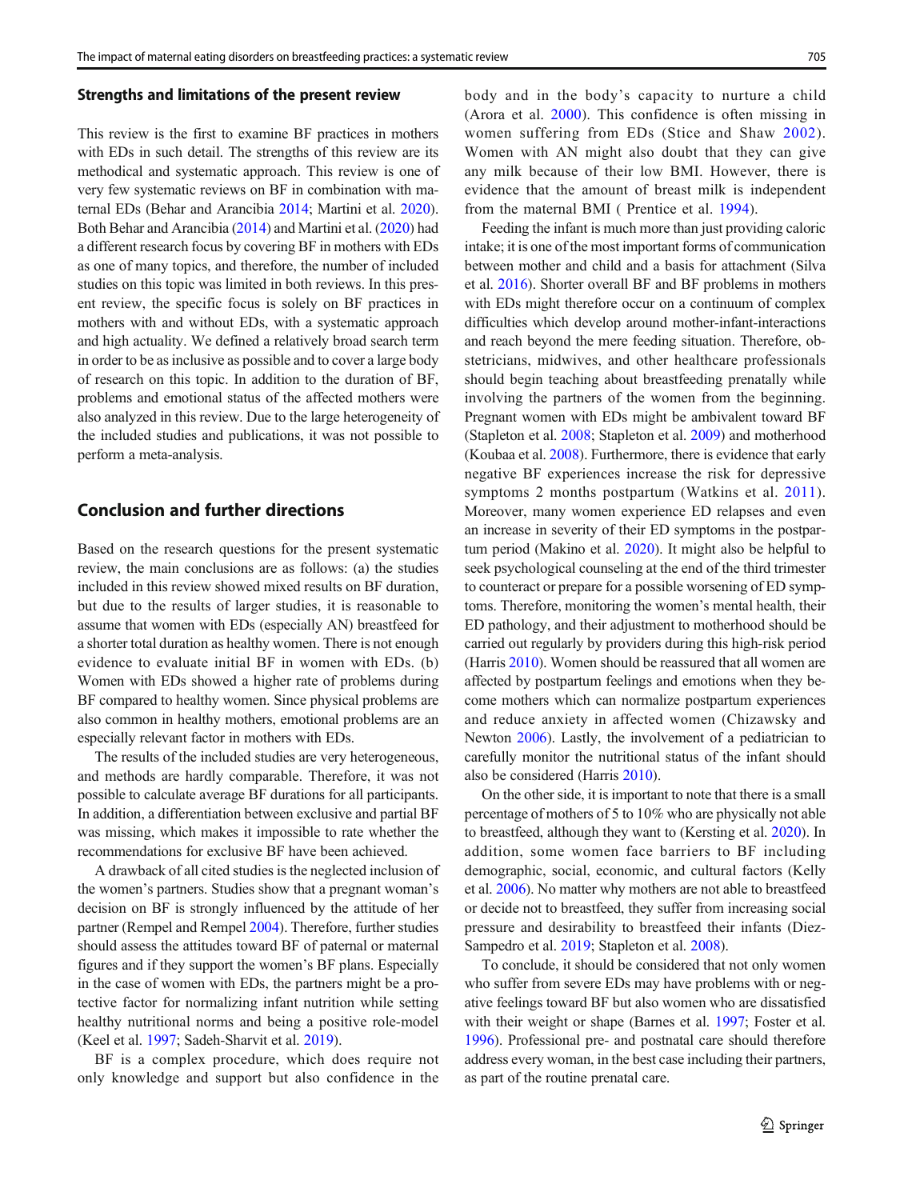### Strengths and limitations of the present review

This review is the first to examine BF practices in mothers with EDs in such detail. The strengths of this review are its methodical and systematic approach. This review is one of very few systematic reviews on BF in combination with maternal EDs (Behar and Arancibia 2014; Martini et al. 2020). Both Behar and Arancibia (2014) and Martini et al. (2020) had a different research focus by covering BF in mothers with EDs as one of many topics, and therefore, the number of included studies on this topic was limited in both reviews. In this present review, the specific focus is solely on BF practices in mothers with and without EDs, with a systematic approach and high actuality. We defined a relatively broad search term in order to be as inclusive as possible and to cover a large body of research on this topic. In addition to the duration of BF, problems and emotional status of the affected mothers were also analyzed in this review. Due to the large heterogeneity of the included studies and publications, it was not possible to perform a meta-analysis.

## Conclusion and further directions

Based on the research questions for the present systematic review, the main conclusions are as follows: (a) the studies included in this review showed mixed results on BF duration, but due to the results of larger studies, it is reasonable to assume that women with EDs (especially AN) breastfeed for a shorter total duration as healthy women. There is not enough evidence to evaluate initial BF in women with EDs. (b) Women with EDs showed a higher rate of problems during BF compared to healthy women. Since physical problems are also common in healthy mothers, emotional problems are an especially relevant factor in mothers with EDs.

The results of the included studies are very heterogeneous, and methods are hardly comparable. Therefore, it was not possible to calculate average BF durations for all participants. In addition, a differentiation between exclusive and partial BF was missing, which makes it impossible to rate whether the recommendations for exclusive BF have been achieved.

A drawback of all cited studies is the neglected inclusion of the women's partners. Studies show that a pregnant woman's decision on BF is strongly influenced by the attitude of her partner (Rempel and Rempel 2004). Therefore, further studies should assess the attitudes toward BF of paternal or maternal figures and if they support the women's BF plans. Especially in the case of women with EDs, the partners might be a protective factor for normalizing infant nutrition while setting healthy nutritional norms and being a positive role-model (Keel et al. 1997; Sadeh-Sharvit et al. 2019).

BF is a complex procedure, which does require not only knowledge and support but also confidence in the body and in the body's capacity to nurture a child (Arora et al. 2000). This confidence is often missing in women suffering from EDs (Stice and Shaw 2002). Women with AN might also doubt that they can give any milk because of their low BMI. However, there is evidence that the amount of breast milk is independent from the maternal BMI ( Prentice et al. 1994).

Feeding the infant is much more than just providing caloric intake; it is one of the most important forms of communication between mother and child and a basis for attachment (Silva et al. 2016). Shorter overall BF and BF problems in mothers with EDs might therefore occur on a continuum of complex difficulties which develop around mother-infant-interactions and reach beyond the mere feeding situation. Therefore, obstetricians, midwives, and other healthcare professionals should begin teaching about breastfeeding prenatally while involving the partners of the women from the beginning. Pregnant women with EDs might be ambivalent toward BF (Stapleton et al. 2008; Stapleton et al. 2009) and motherhood (Koubaa et al. 2008). Furthermore, there is evidence that early negative BF experiences increase the risk for depressive symptoms 2 months postpartum (Watkins et al. 2011). Moreover, many women experience ED relapses and even an increase in severity of their ED symptoms in the postpartum period (Makino et al. 2020). It might also be helpful to seek psychological counseling at the end of the third trimester to counteract or prepare for a possible worsening of ED symptoms. Therefore, monitoring the women's mental health, their ED pathology, and their adjustment to motherhood should be carried out regularly by providers during this high-risk period (Harris 2010). Women should be reassured that all women are affected by postpartum feelings and emotions when they become mothers which can normalize postpartum experiences and reduce anxiety in affected women (Chizawsky and Newton 2006). Lastly, the involvement of a pediatrician to carefully monitor the nutritional status of the infant should also be considered (Harris 2010).

On the other side, it is important to note that there is a small percentage of mothers of 5 to 10% who are physically not able to breastfeed, although they want to (Kersting et al. 2020). In addition, some women face barriers to BF including demographic, social, economic, and cultural factors (Kelly et al. 2006). No matter why mothers are not able to breastfeed or decide not to breastfeed, they suffer from increasing social pressure and desirability to breastfeed their infants (Diez-Sampedro et al. 2019; Stapleton et al. 2008).

To conclude, it should be considered that not only women who suffer from severe EDs may have problems with or negative feelings toward BF but also women who are dissatisfied with their weight or shape (Barnes et al. 1997; Foster et al. 1996). Professional pre- and postnatal care should therefore address every woman, in the best case including their partners, as part of the routine prenatal care.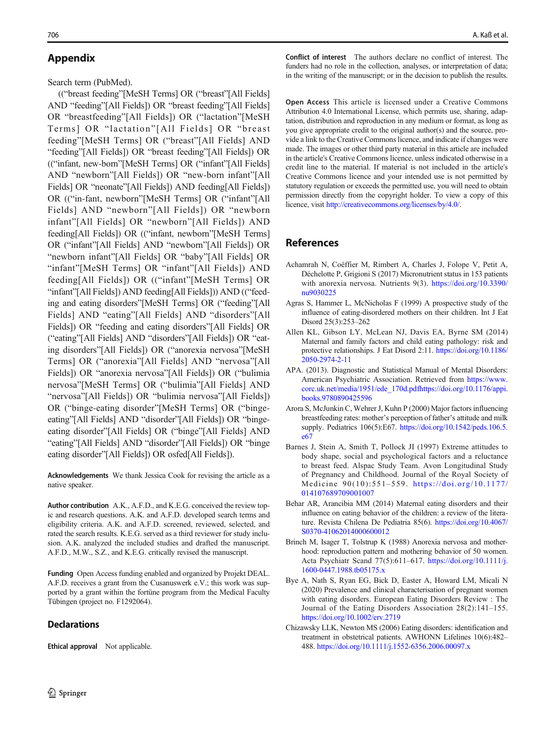## Appendix

Search term (PubMed).

(("breast feeding"[MeSH Terms] OR ("breast"[All Fields] AND "feeding"[All Fields]) OR "breast feeding"[All Fields] OR "breastfeeding"[All Fields]) OR ("lactation"[MeSH Terms] OR "lactation"[All Fields] OR "breast feeding"[MeSH Terms] OR ("breast"[All Fields] AND "feeding"[All Fields]) OR "breast feeding"[All Fields]) OR (("infant, new-born"[MeSH Terms] OR ("infant"[All Fields] AND "newborn"[All Fields]) OR "new-born infant"[All Fields] OR "neonate"[All Fields]) AND feeding[All Fields]) OR (("in-fant, newborn"[MeSH Terms] OR ("infant"[All Fields] AND "newborn"[All Fields]) OR "newborn infant"[All Fields] OR "newborn"[All Fields]) AND feeding[All Fields]) OR (("infant, newborn"[MeSH Terms] OR ("infant"[All Fields] AND "newborn"[All Fields]) OR "newborn infant"[All Fields] OR "baby"[All Fields] OR "infant"[MeSH Terms] OR "infant"[All Fields]) AND feeding[All Fields]) OR (("infant"[MeSH Terms] OR "infant"[All Fields]) AND feeding[All Fields])) AND (("feeding and eating disorders"[MeSH Terms] OR ("feeding"[All Fields] AND "eating"[All Fields] AND "disorders"[All Fields]) OR "feeding and eating disorders"[All Fields] OR ("eating"[All Fields] AND "disorders"[All Fields]) OR "eating disorders"[All Fields]) OR ("anorexia nervosa"[MeSH Terms] OR ("anorexia"[All Fields] AND "nervosa"[All Fields]) OR "anorexia nervosa"[All Fields]) OR ("bulimia nervosa"[MeSH Terms] OR ("bulimia"[All Fields] AND "nervosa"[All Fields]) OR "bulimia nervosa"[All Fields]) OR ("binge-eating disorder"[MeSH Terms] OR ("binge-eating"[All Fields] AND "disorder"[All Fields]) OR "binge-eating disorder"[All Fields] OR ("binge"[All Fields] AND "eating"[All Fields] AND "disorder"[All Fields]) OR "binge eating disorder"[All Fields]) OR osfed[All Fields]).

**Acknowledgements** We thank Jessica Cook for revising the article as a native speaker.

**Author contribution** A.K., A.F.D., and K.E.G. conceived the review topic and research questions. A.K. and A.F.D. developed search terms and eligibility criteria. A.K. and A.F.D. screened, reviewed, selected, and rated the search results. K.E.G. served as a third reviewer for study inclusion. A.K. analyzed the included studies and drafted the manuscript. A.F.D., M.W., S.Z., and K.E.G. critically revised the manuscript.

**Funding** Open Access funding enabled and organized by Projekt DEAL. A.F.D. receives a grant from the Cusanuswerk e.V.; this work was supported by a grant within the fortüne program from the Medical Faculty Tübingen (project no. F1292064).

## Declarations

**Ethical approval** Not applicable.

**Conflict of interest** The authors declare no conflict of interest. The funders had no role in the collection, analyses, or interpretation of data; in the writing of the manuscript; or in the decision to publish the results.

**Open Access** This article is licensed under a Creative Commons Attribution 4.0 International License, which permits use, sharing, adaptation, distribution and reproduction in any medium or format, as long as you give appropriate credit to the original author(s) and the source, provide a link to the Creative Commons licence, and indicate if changes were made. The images or other third party material in this article are included in the article's Creative Commons licence, unless indicated otherwise in a credit line to the material. If material is not included in the article's Creative Commons licence and your intended use is not permitted by statutory regulation or exceeds the permitted use, you will need to obtain permission directly from the copyright holder. To view a copy of this licence, visit http://creativecommons.org/licenses/by/4.0/.

## References

Achamrah N, Coëffier M, Rimbert A, Charles J, Folope V, Petit A, Déchelotte P, Grigioni S (2017) Micronutrient status in 153 patients with anorexia nervosa. Nutrients 9(3). https://doi.org/10.3390/nu9030225

Agras S, Hammer L, McNicholas F (1999) A prospective study of the influence of eating-disordered mothers on their children. Int J Eat Disord 25(3):253–262

Allen KL, Gibson LY, McLean NJ, Davis EA, Byrne SM (2014) Maternal and family factors and child eating pathology: risk and protective relationships. J Eat Disord 2:11. https://doi.org/10.1186/2050-2974-2-11

APA. (2013). Diagnostic and Statistical Manual of Mental Disorders: American Psychiatric Association. Retrieved from https://www.corc.uk.net/media/1951/ede_170d.pdfhttps://doi.org/10.1176/appi.books.9780890425596

Arora S, McJunkin C, Wehrer J, Kuhn P (2000) Major factors influencing breastfeeding rates: mother's perception of father's attitude and milk supply. Pediatrics 106(5):E67. https://doi.org/10.1542/peds.106.5.e67

Barnes J, Stein A, Smith T, Pollock JI (1997) Extreme attitudes to body shape, social and psychological factors and a reluctance to breast feed. Alspac Study Team. Avon Longitudinal Study of Pregnancy and Childhood. Journal of the Royal Society of Medicine 90(10):551–559. https://doi.org/10.1177/014107689709001007

Behar AR, Arancibia MM (2014) Maternal eating disorders and their influence on eating behavior of the children: a review of the literature. Revista Chilena De Pediatria 85(6). https://doi.org/10.4067/S0370-41062014000600012

Brinch M, Isager T, Tolstrup K (1988) Anorexia nervosa and motherhood: reproduction pattern and mothering behavior of 50 women. Acta Psychiatr Scand 77(5):611–617. https://doi.org/10.1111/j.1600-0447.1988.tb05175.x

Bye A, Nath S, Ryan EG, Bick D, Easter A, Howard LM, Micali N (2020) Prevalence and clinical characterisation of pregnant women with eating disorders. European Eating Disorders Review : The Journal of the Eating Disorders Association 28(2):141–155. https://doi.org/10.1002/erv.2719

Chizawsky LLK, Newton MS (2006) Eating disorders: identification and treatment in obstetrical patients. AWHONN Lifelines 10(6):482–488. https://doi.org/10.1111/j.1552-6356.2006.00097.x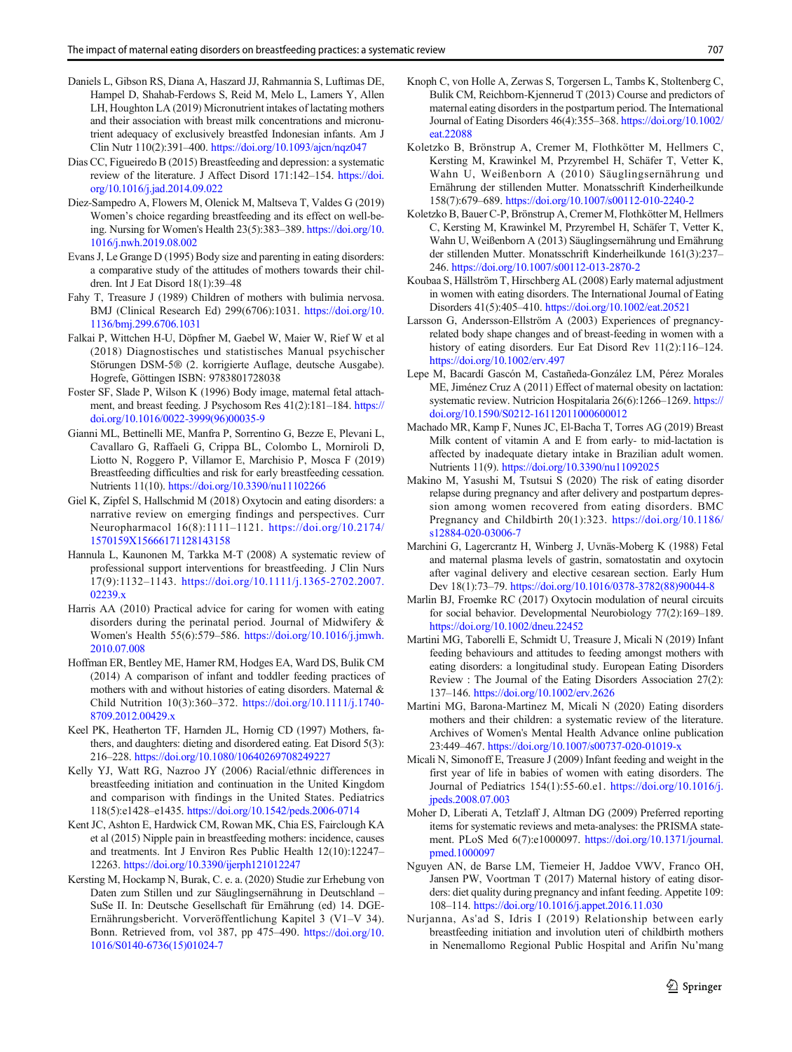Daniels L, Gibson RS, Diana A, Haszard JJ, Rahmannia S, Luftimas DE, Hampel D, Shahab-Ferdows S, Reid M, Melo L, Lamers Y, Allen LH, Houghton LA (2019) Micronutrient intakes of lactating mothers and their association with breast milk concentrations and micronutrient adequacy of exclusively breastfed Indonesian infants. Am J Clin Nutr 110(2):391–400. https://doi.org/10.1093/ajcn/nqz047

Dias CC, Figueiredo B (2015) Breastfeeding and depression: a systematic review of the literature. J Affect Disord 171:142–154. https://doi.org/10.1016/j.jad.2014.09.022

Diez-Sampedro A, Flowers M, Olenick M, Maltseva T, Valdes G (2019) Women's choice regarding breastfeeding and its effect on well-being. Nursing for Women's Health 23(5):383–389. https://doi.org/10.1016/j.nwh.2019.08.002

Evans J, Le Grange D (1995) Body size and parenting in eating disorders: a comparative study of the attitudes of mothers towards their children. Int J Eat Disord 18(1):39–48

Fahy T, Treasure J (1989) Children of mothers with bulimia nervosa. BMJ (Clinical Research Ed) 299(6706):1031. https://doi.org/10.1136/bmj.299.6706.1031

Falkai P, Wittchen H-U, Döpfner M, Gaebel W, Maier W, Rief W et al (2018) Diagnostisches und statistisches Manual psychischer Störungen DSM-5® (2. korrigierte Auflage, deutsche Ausgabe). Hogrefe, Göttingen ISBN: 9783801728038

Foster SF, Slade P, Wilson K (1996) Body image, maternal fetal attachment, and breast feeding. J Psychosom Res 41(2):181–184. https://doi.org/10.1016/0022-3999(96)00035-9

Gianni ML, Bettinelli ME, Manfra P, Sorrentino G, Bezze E, Plevani L, Cavallaro G, Raffaeli G, Crippa BL, Colombo L, Morniroli D, Liotto N, Roggero P, Villamor E, Marchisio P, Mosca F (2019) Breastfeeding difficulties and risk for early breastfeeding cessation. Nutrients 11(10). https://doi.org/10.3390/nu11102266

Giel K, Zipfel S, Hallschmid M (2018) Oxytocin and eating disorders: a narrative review on emerging findings and perspectives. Curr Neuropharmacol 16(8):1111–1121. https://doi.org/10.2174/1570159X15666171128143158

Hannula L, Kaunonen M, Tarkka M-T (2008) A systematic review of professional support interventions for breastfeeding. J Clin Nurs 17(9):1132–1143. https://doi.org/10.1111/j.1365-2702.2007.02239.x

Harris AA (2010) Practical advice for caring for women with eating disorders during the perinatal period. Journal of Midwifery & Women's Health 55(6):579–586. https://doi.org/10.1016/j.jmwh.2010.07.008

Hoffman ER, Bentley ME, Hamer RM, Hodges EA, Ward DS, Bulik CM (2014) A comparison of infant and toddler feeding practices of mothers with and without histories of eating disorders. Maternal & Child Nutrition 10(3):360–372. https://doi.org/10.1111/j.1740-8709.2012.00429.x

Keel PK, Heatherton TF, Harnden JL, Hornig CD (1997) Mothers, fathers, and daughters: dieting and disordered eating. Eat Disord 5(3):216–228. https://doi.org/10.1080/10640269708249227

Kelly YJ, Watt RG, Nazroo JY (2006) Racial/ethnic differences in breastfeeding initiation and continuation in the United Kingdom and comparison with findings in the United States. Pediatrics 118(5):e1428–e1435. https://doi.org/10.1542/peds.2006-0714

Kent JC, Ashton E, Hardwick CM, Rowan MK, Chia ES, Fairclough KA et al (2015) Nipple pain in breastfeeding mothers: incidence, causes and treatments. Int J Environ Res Public Health 12(10):12247–12263. https://doi.org/10.3390/ijerph121012247

Kersting M, Hockamp N, Burak, C. e. a. (2020) Studie zur Erhebung von Daten zum Stillen und zur Säuglingsernährung in Deutschland – SuSe II. In: Deutsche Gesellschaft für Ernährung (ed) 14. DGE-Ernährungsbericht. Vorveröffentlichung Kapitel 3 (V1–V 34). Bonn. Retrieved from, vol 387, pp 475–490. https://doi.org/10.1016/S0140-6736(15)01024-7

Knoph C, von Holle A, Zerwas S, Torgersen L, Tambs K, Stoltenberg C, Bulik CM, Reichborn-Kjennerud T (2013) Course and predictors of maternal eating disorders in the postpartum period. The International Journal of Eating Disorders 46(4):355–368. https://doi.org/10.1002/eat.22088

Koletzko B, Brönstrup A, Cremer M, Flothkötter M, Hellmers C, Kersting M, Krawinkel M, Przyrembel H, Schäfer T, Vetter K, Wahn U, Weißenborn A (2010) Säuglingsernährung und Ernährung der stillenden Mutter. Monatsschrift Kinderheilkunde 158(7):679–689. https://doi.org/10.1007/s00112-010-2240-2

Koletzko B, Bauer C-P, Brönstrup A, Cremer M, Flothkötter M, Hellmers C, Kersting M, Krawinkel M, Przyrembel H, Schäfer T, Vetter K, Wahn U, Weißenborn A (2013) Säuglingsernährung und Ernährung der stillenden Mutter. Monatsschrift Kinderheilkunde 161(3):237–246. https://doi.org/10.1007/s00112-013-2870-2

Koubaa S, Hällström T, Hirschberg AL (2008) Early maternal adjustment in women with eating disorders. The International Journal of Eating Disorders 41(5):405–410. https://doi.org/10.1002/eat.20521

Larsson G, Andersson-Ellström A (2003) Experiences of pregnancy-related body shape changes and of breast-feeding in women with a history of eating disorders. Eur Eat Disord Rev 11(2):116–124. https://doi.org/10.1002/erv.497

Lepe M, Bacardí Gascón M, Castañeda-González LM, Pérez Morales ME, Jiménez Cruz A (2011) Effect of maternal obesity on lactation: systematic review. Nutricion Hospitalaria 26(6):1266–1269. https://doi.org/10.1590/S0212-16112011000600012

Machado MR, Kamp F, Nunes JC, El-Bacha T, Torres AG (2019) Breast Milk content of vitamin A and E from early- to mid-lactation is affected by inadequate dietary intake in Brazilian adult women. Nutrients 11(9). https://doi.org/10.3390/nu11092025

Makino M, Yasushi M, Tsutsui S (2020) The risk of eating disorder relapse during pregnancy and after delivery and postpartum depression among women recovered from eating disorders. BMC Pregnancy and Childbirth 20(1):323. https://doi.org/10.1186/s12884-020-03006-7

Marchini G, Lagercrantz H, Winberg J, Uvnäs-Moberg K (1988) Fetal and maternal plasma levels of gastrin, somatostatin and oxytocin after vaginal delivery and elective cesarean section. Early Hum Dev 18(1):73–79. https://doi.org/10.1016/0378-3782(88)90044-8

Marlin BJ, Froemke RC (2017) Oxytocin modulation of neural circuits for social behavior. Developmental Neurobiology 77(2):169–189. https://doi.org/10.1002/dneu.22452

Martini MG, Taborelli E, Schmidt U, Treasure J, Micali N (2019) Infant feeding behaviours and attitudes to feeding amongst mothers with eating disorders: a longitudinal study. European Eating Disorders Review : The Journal of the Eating Disorders Association 27(2):137–146. https://doi.org/10.1002/erv.2626

Martini MG, Barona-Martinez M, Micali N (2020) Eating disorders mothers and their children: a systematic review of the literature. Archives of Women's Mental Health Advance online publication 23:449–467. https://doi.org/10.1007/s00737-020-01019-x

Micali N, Simonoff E, Treasure J (2009) Infant feeding and weight in the first year of life in babies of women with eating disorders. The Journal of Pediatrics 154(1):55-60.e1. https://doi.org/10.1016/j.jpeds.2008.07.003

Moher D, Liberati A, Tetzlaff J, Altman DG (2009) Preferred reporting items for systematic reviews and meta-analyses: the PRISMA statement. PLoS Med 6(7):e1000097. https://doi.org/10.1371/journal.pmed.1000097

Nguyen AN, de Barse LM, Tiemeier H, Jaddoe VWV, Franco OH, Jansen PW, Voortman T (2017) Maternal history of eating disorders: diet quality during pregnancy and infant feeding. Appetite 109:108–114. https://doi.org/10.1016/j.appet.2016.11.030

Nurjanna, As'ad S, Idris I (2019) Relationship between early breastfeeding initiation and involution uteri of childbirth mothers in Nenemallomo Regional Public Hospital and Arifin Nu'mang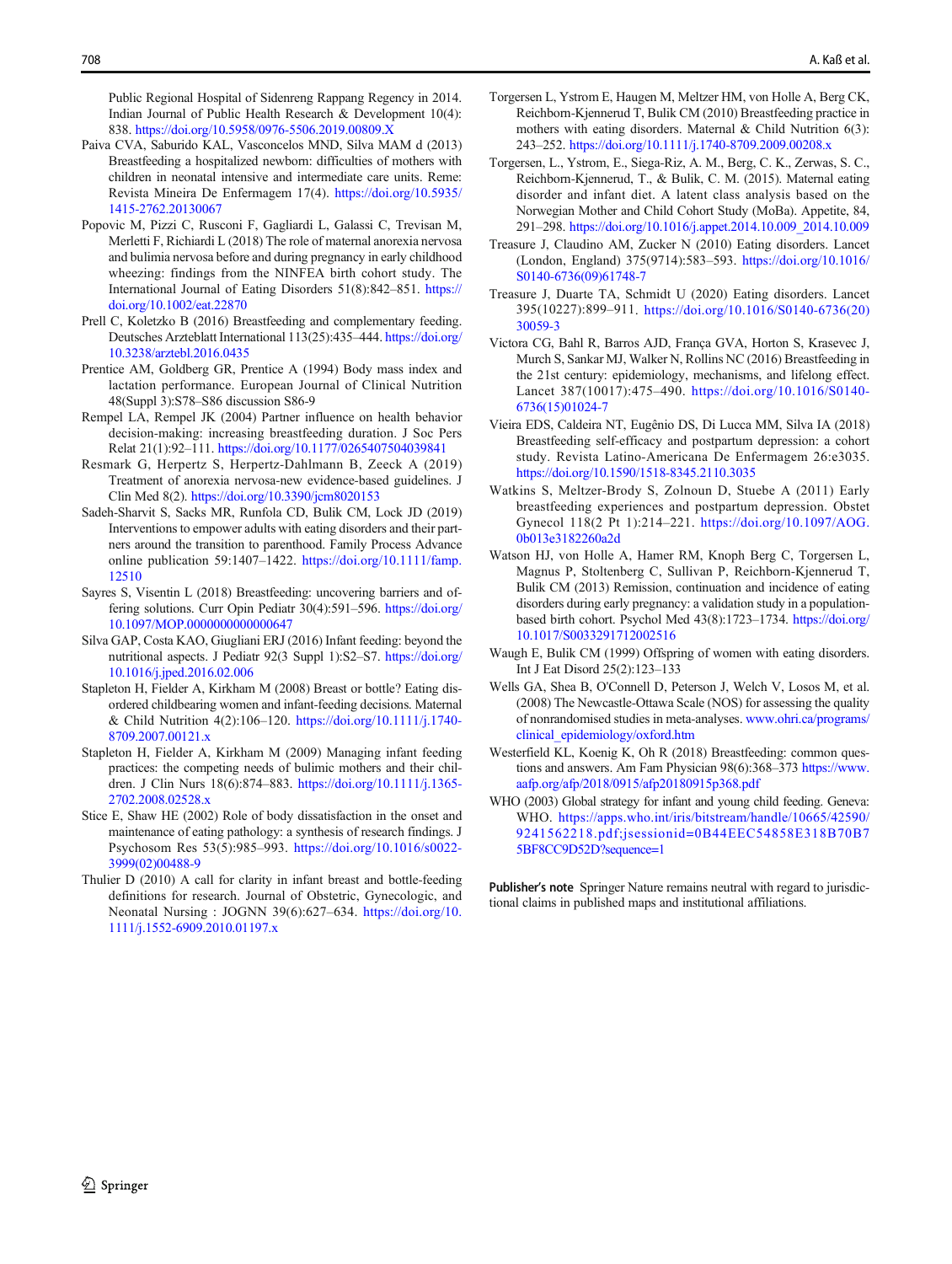Public Regional Hospital of Sidenreng Rappang Regency in 2014. Indian Journal of Public Health Research & Development 10(4): 838. https://doi.org/10.5958/0976-5506.2019.00809.X

Paiva CVA, Saburido KAL, Vasconcelos MND, Silva MAM d (2013) Breastfeeding a hospitalized newborn: difficulties of mothers with children in neonatal intensive and intermediate care units. Reme: Revista Mineira De Enfermagem 17(4). https://doi.org/10.5935/1415-2762.20130067

Popovic M, Pizzi C, Rusconi F, Gagliardi L, Galassi C, Trevisan M, Merletti F, Richiardi L (2018) The role of maternal anorexia nervosa and bulimia nervosa before and during pregnancy in early childhood wheezing: findings from the NINFEA birth cohort study. The International Journal of Eating Disorders 51(8):842–851. https://doi.org/10.1002/eat.22870

Prell C, Koletzko B (2016) Breastfeeding and complementary feeding. Deutsches Arzteblatt International 113(25):435–444. https://doi.org/10.3238/arztebl.2016.0435

Prentice AM, Goldberg GR, Prentice A (1994) Body mass index and lactation performance. European Journal of Clinical Nutrition 48(Suppl 3):S78–S86 discussion S86-9

Rempel LA, Rempel JK (2004) Partner influence on health behavior decision-making: increasing breastfeeding duration. J Soc Pers Relat 21(1):92–111. https://doi.org/10.1177/0265407504039841

Resmark G, Herpertz S, Herpertz-Dahlmann B, Zeeck A (2019) Treatment of anorexia nervosa-new evidence-based guidelines. J Clin Med 8(2). https://doi.org/10.3390/jcm8020153

Sadeh-Sharvit S, Sacks MR, Runfola CD, Bulik CM, Lock JD (2019) Interventions to empower adults with eating disorders and their partners around the transition to parenthood. Family Process Advance online publication 59:1407–1422. https://doi.org/10.1111/famp.12510

Sayres S, Visentin L (2018) Breastfeeding: uncovering barriers and offering solutions. Curr Opin Pediatr 30(4):591–596. https://doi.org/10.1097/MOP.0000000000000647

Silva GAP, Costa KAO, Giugliani ERJ (2016) Infant feeding: beyond the nutritional aspects. J Pediatr 92(3 Suppl 1):S2–S7. https://doi.org/10.1016/j.jped.2016.02.006

Stapleton H, Fielder A, Kirkham M (2008) Breast or bottle? Eating disordered childbearing women and infant-feeding decisions. Maternal & Child Nutrition 4(2):106–120. https://doi.org/10.1111/j.1740-8709.2007.00121.x

Stapleton H, Fielder A, Kirkham M (2009) Managing infant feeding practices: the competing needs of bulimic mothers and their children. J Clin Nurs 18(6):874–883. https://doi.org/10.1111/j.1365-2702.2008.02528.x

Stice E, Shaw HE (2002) Role of body dissatisfaction in the onset and maintenance of eating pathology: a synthesis of research findings. J Psychosom Res 53(5):985–993. https://doi.org/10.1016/s0022-3999(02)00488-9

Thulier D (2010) A call for clarity in infant breast and bottle-feeding definitions for research. Journal of Obstetric, Gynecologic, and Neonatal Nursing : JOGNN 39(6):627–634. https://doi.org/10.1111/j.1552-6909.2010.01197.x

Torgersen L, Ystrom E, Haugen M, Meltzer HM, von Holle A, Berg CK, Reichborn-Kjennerud T, Bulik CM (2010) Breastfeeding practice in mothers with eating disorders. Maternal & Child Nutrition 6(3): 243–252. https://doi.org/10.1111/j.1740-8709.2009.00208.x

Torgersen, L., Ystrom, E., Siega-Riz, A. M., Berg, C. K., Zerwas, S. C., Reichborn-Kjennerud, T., & Bulik, C. M. (2015). Maternal eating disorder and infant diet. A latent class analysis based on the Norwegian Mother and Child Cohort Study (MoBa). Appetite, 84, 291–298. https://doi.org/10.1016/j.appet.2014.10.009_2014.10.009

Treasure J, Claudino AM, Zucker N (2010) Eating disorders. Lancet (London, England) 375(9714):583–593. https://doi.org/10.1016/S0140-6736(09)61748-7

Treasure J, Duarte TA, Schmidt U (2020) Eating disorders. Lancet 395(10227):899–911. https://doi.org/10.1016/S0140-6736(20)30059-3

Victora CG, Bahl R, Barros AJD, França GVA, Horton S, Krasevec J, Murch S, Sankar MJ, Walker N, Rollins NC (2016) Breastfeeding in the 21st century: epidemiology, mechanisms, and lifelong effect. Lancet 387(10017):475–490. https://doi.org/10.1016/S0140-6736(15)01024-7

Vieira EDS, Caldeira NT, Eugênio DS, Di Lucca MM, Silva IA (2018) Breastfeeding self-efficacy and postpartum depression: a cohort study. Revista Latino-Americana De Enfermagem 26:e3035. https://doi.org/10.1590/1518-8345.2110.3035

Watkins S, Meltzer-Brody S, Zolnoun D, Stuebe A (2011) Early breastfeeding experiences and postpartum depression. Obstet Gynecol 118(2 Pt 1):214–221. https://doi.org/10.1097/AOG.0b013e3182260a2d

Watson HJ, von Holle A, Hamer RM, Knoph Berg C, Torgersen L, Magnus P, Stoltenberg C, Sullivan P, Reichborn-Kjennerud T, Bulik CM (2013) Remission, continuation and incidence of eating disorders during early pregnancy: a validation study in a population-based birth cohort. Psychol Med 43(8):1723–1734. https://doi.org/10.1017/S0033291712002516

Waugh E, Bulik CM (1999) Offspring of women with eating disorders. Int J Eat Disord 25(2):123–133

Wells GA, Shea B, O'Connell D, Peterson J, Welch V, Losos M, et al. (2008) The Newcastle-Ottawa Scale (NOS) for assessing the quality of nonrandomised studies in meta-analyses. www.ohri.ca/programs/clinical_epidemiology/oxford.htm

Westerfield KL, Koenig K, Oh R (2018) Breastfeeding: common questions and answers. Am Fam Physician 98(6):368–373 https://www.aafp.org/afp/2018/0915/afp20180915p368.pdf

WHO (2003) Global strategy for infant and young child feeding. Geneva: WHO. https://apps.who.int/iris/bitstream/handle/10665/42590/9241562218.pdf;jsessionid=0B44EEC54858E318B70B75BF8CC9D52D?sequence=1

**Publisher's note** Springer Nature remains neutral with regard to jurisdictional claims in published maps and institutional affiliations.